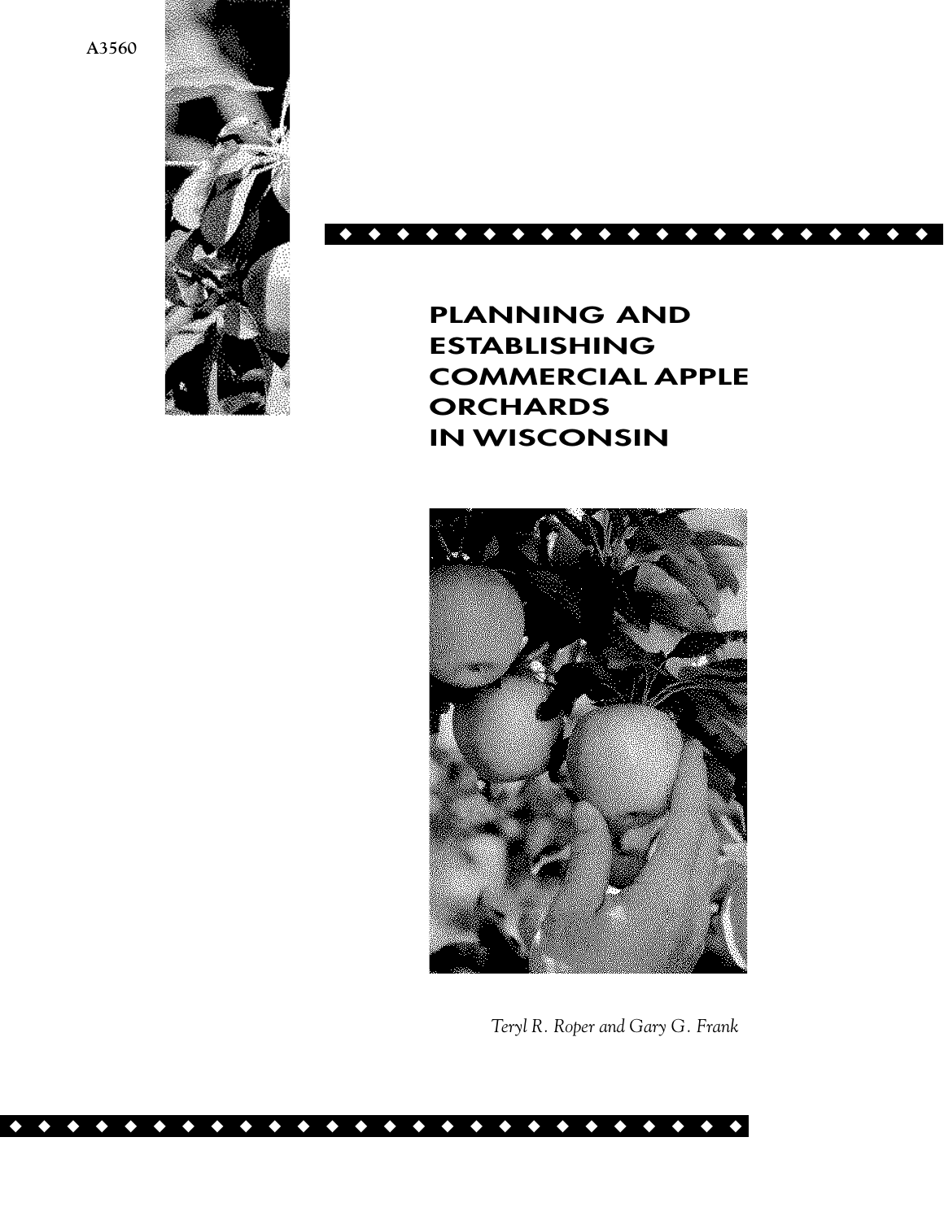A3560

# PLANNING AND ESTABLISHING COMMERCIAL APPLE ORCHARDS IN WISCONSIN

*Teryl R. Roper and Gary G. Frank*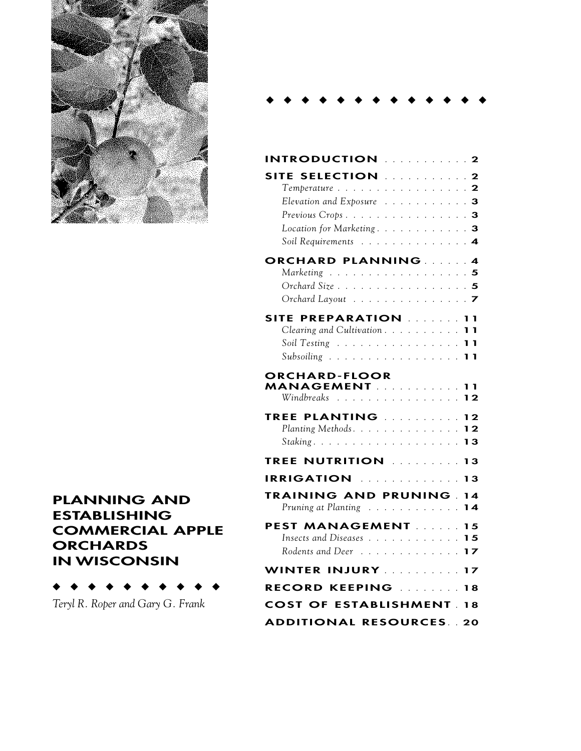# PLANNING AND ESTABLISHING COMMERCIAL APPLE ORCHARDS IN WISCONSIN

*Teryl R. Roper and Gary G. Frank*

**INTRODUCTION** . . . . . . . . . . . 2

**SITE SELECTION** . . . . . . . . . . . 2
- *Temperature* . . . . . . . . . . . . . . . . . 2
- *Elevation and Exposure* . . . . . . . . . . . 3
- *Previous Crops* . . . . . . . . . . . . . . . . 3
- *Location for Marketing* . . . . . . . . . . . 3
- *Soil Requirements* . . . . . . . . . . . . . . 4

**ORCHARD PLANNING** . . . . . . 4
- *Marketing* . . . . . . . . . . . . . . . . . . 5
- *Orchard Size* . . . . . . . . . . . . . . . . . 5
- *Orchard Layout* . . . . . . . . . . . . . . . 7

**SITE PREPARATION** . . . . . . . 11
- *Clearing and Cultivation* . . . . . . . . . . 11
- *Soil Testing* . . . . . . . . . . . . . . . . 11
- *Subsoiling* . . . . . . . . . . . . . . . . . 11

**ORCHARD-FLOOR MANAGEMENT** . . . . . . . . . . . 11
- *Windbreaks* . . . . . . . . . . . . . . . . 12

**TREE PLANTING** . . . . . . . . . . 12
- *Planting Methods* . . . . . . . . . . . . . . 12
- *Staking* . . . . . . . . . . . . . . . . . . . 13

**TREE NUTRITION** . . . . . . . . . 13

**IRRIGATION** . . . . . . . . . . . . . 13

**TRAINING AND PRUNING** . 14
- *Pruning at Planting* . . . . . . . . . . . . 14

**PEST MANAGEMENT** . . . . . . 15
- *Insects and Diseases* . . . . . . . . . . . . 15
- *Rodents and Deer* . . . . . . . . . . . . . 17

**WINTER INJURY** . . . . . . . . . . 17

**RECORD KEEPING** . . . . . . . . 18

**COST OF ESTABLISHMENT** . 18

**ADDITIONAL RESOURCES** . . 20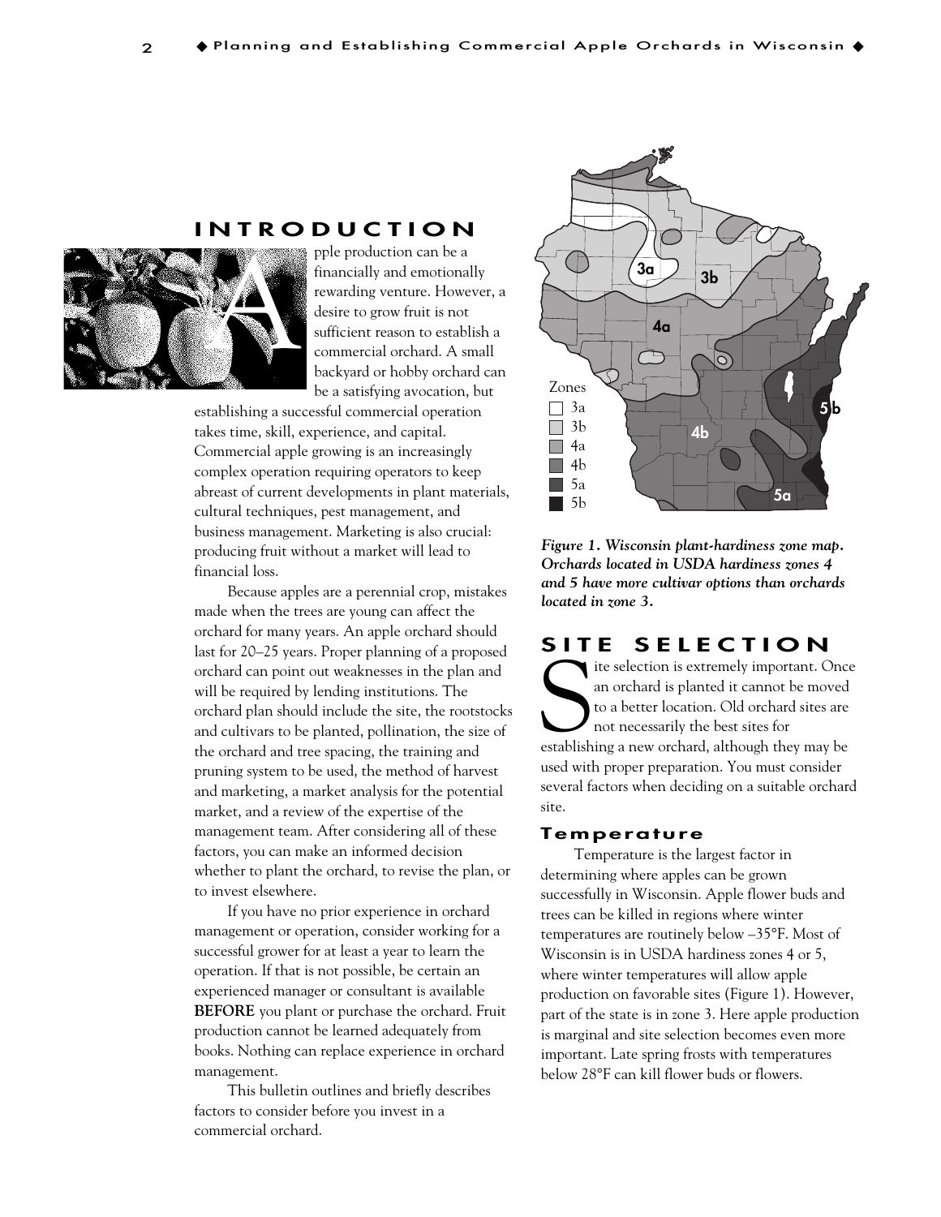## INTRODUCTION

Apple production can be a financially and emotionally rewarding venture. However, a desire to grow fruit is not sufficient reason to establish a commercial orchard. A small backyard or hobby orchard can be a satisfying avocation, but establishing a successful commercial operation takes time, skill, experience, and capital. Commercial apple growing is an increasingly complex operation requiring operators to keep abreast of current developments in plant materials, cultural techniques, pest management, and business management. Marketing is also crucial: producing fruit without a market will lead to financial loss.

Because apples are a perennial crop, mistakes made when the trees are young can affect the orchard for many years. An apple orchard should last for 20–25 years. Proper planning of a proposed orchard can point out weaknesses in the plan and will be required by lending institutions. The orchard plan should include the site, the rootstocks and cultivars to be planted, pollination, the size of the orchard and tree spacing, the training and pruning system to be used, the method of harvest and marketing, a market analysis for the potential market, and a review of the expertise of the management team. After considering all of these factors, you can make an informed decision whether to plant the orchard, to revise the plan, or to invest elsewhere.

If you have no prior experience in orchard management or operation, consider working for a successful grower for at least a year to learn the operation. If that is not possible, be certain an experienced manager or consultant is available **BEFORE** you plant or purchase the orchard. Fruit production cannot be learned adequately from books. Nothing can replace experience in orchard management.

This bulletin outlines and briefly describes factors to consider before you invest in a commercial orchard.

*Figure 1. Wisconsin plant-hardiness zone map. Orchards located in USDA hardiness zones 4 and 5 have more cultivar options than orchards located in zone 3.*

## SITE SELECTION

Site selection is extremely important. Once an orchard is planted it cannot be moved to a better location. Old orchard sites are not necessarily the best sites for establishing a new orchard, although they may be used with proper preparation. You must consider several factors when deciding on a suitable orchard site.

### Temperature

Temperature is the largest factor in determining where apples can be grown successfully in Wisconsin. Apple flower buds and trees can be killed in regions where winter temperatures are routinely below –35°F. Most of Wisconsin is in USDA hardiness zones 4 or 5, where winter temperatures will allow apple production on favorable sites (Figure 1). However, part of the state is in zone 3. Here apple production is marginal and site selection becomes even more important. Late spring frosts with temperatures below 28°F can kill flower buds or flowers.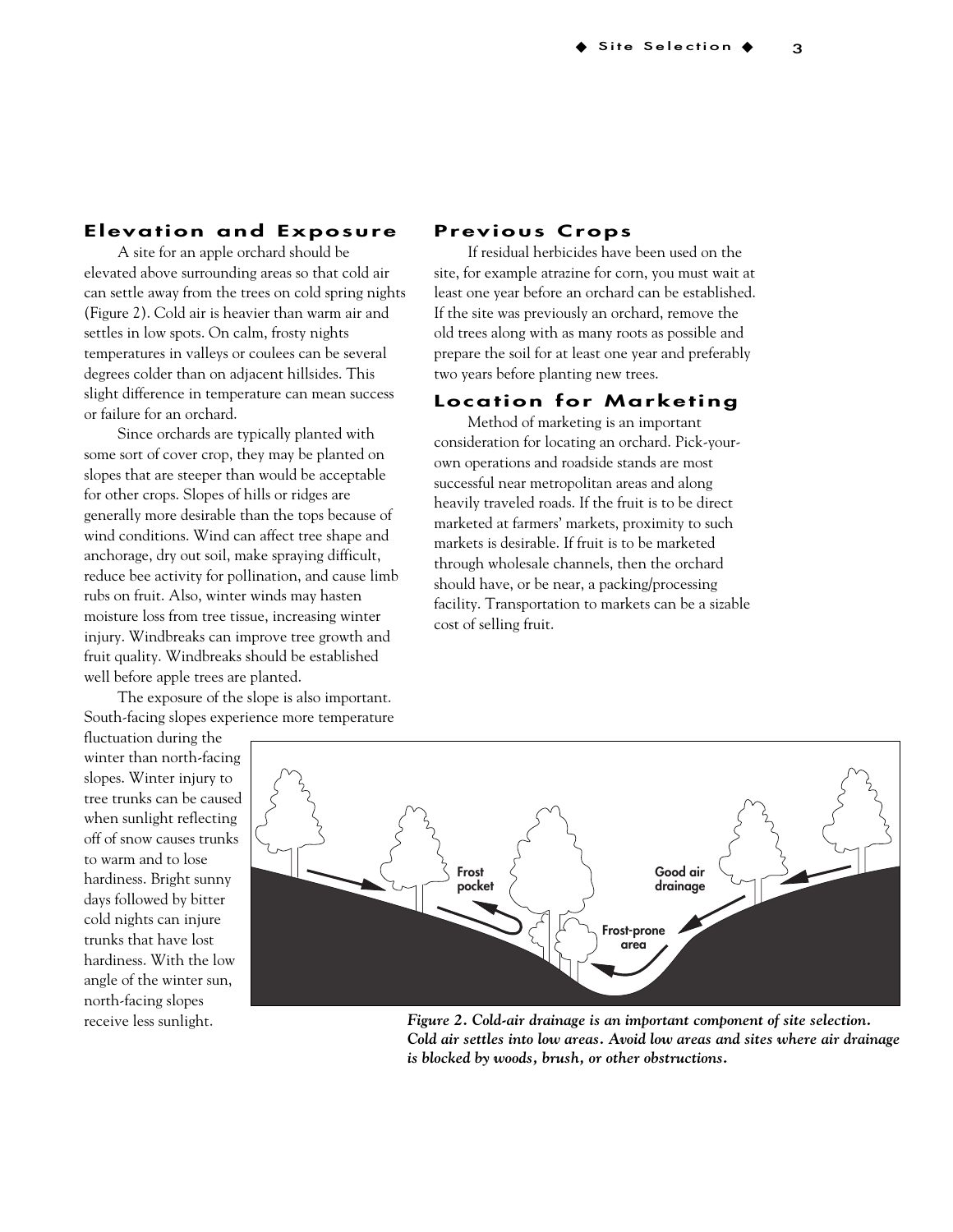## Elevation and Exposure

A site for an apple orchard should be elevated above surrounding areas so that cold air can settle away from the trees on cold spring nights (Figure 2). Cold air is heavier than warm air and settles in low spots. On calm, frosty nights temperatures in valleys or coulees can be several degrees colder than on adjacent hillsides. This slight difference in temperature can mean success or failure for an orchard.

Since orchards are typically planted with some sort of cover crop, they may be planted on slopes that are steeper than would be acceptable for other crops. Slopes of hills or ridges are generally more desirable than the tops because of wind conditions. Wind can affect tree shape and anchorage, dry out soil, make spraying difficult, reduce bee activity for pollination, and cause limb rubs on fruit. Also, winter winds may hasten moisture loss from tree tissue, increasing winter injury. Windbreaks can improve tree growth and fruit quality. Windbreaks should be established well before apple trees are planted.

The exposure of the slope is also important. South-facing slopes experience more temperature fluctuation during the winter than north-facing slopes. Winter injury to tree trunks can be caused when sunlight reflecting off of snow causes trunks to warm and to lose hardiness. Bright sunny days followed by bitter cold nights can injure trunks that have lost hardiness. With the low angle of the winter sun, north-facing slopes receive less sunlight.

## Previous Crops

If residual herbicides have been used on the site, for example atrazine for corn, you must wait at least one year before an orchard can be established. If the site was previously an orchard, remove the old trees along with as many roots as possible and prepare the soil for at least one year and preferably two years before planting new trees.

## Location for Marketing

Method of marketing is an important consideration for locating an orchard. Pick-your-own operations and roadside stands are most successful near metropolitan areas and along heavily traveled roads. If the fruit is to be direct marketed at farmers' markets, proximity to such markets is desirable. If fruit is to be marketed through wholesale channels, then the orchard should have, or be near, a packing/processing facility. Transportation to markets can be a sizable cost of selling fruit.

Frost pocket

Good air drainage

Frost-prone area

***Figure 2. Cold-air drainage is an important component of site selection. Cold air settles into low areas. Avoid low areas and sites where air drainage is blocked by woods, brush, or other obstructions.***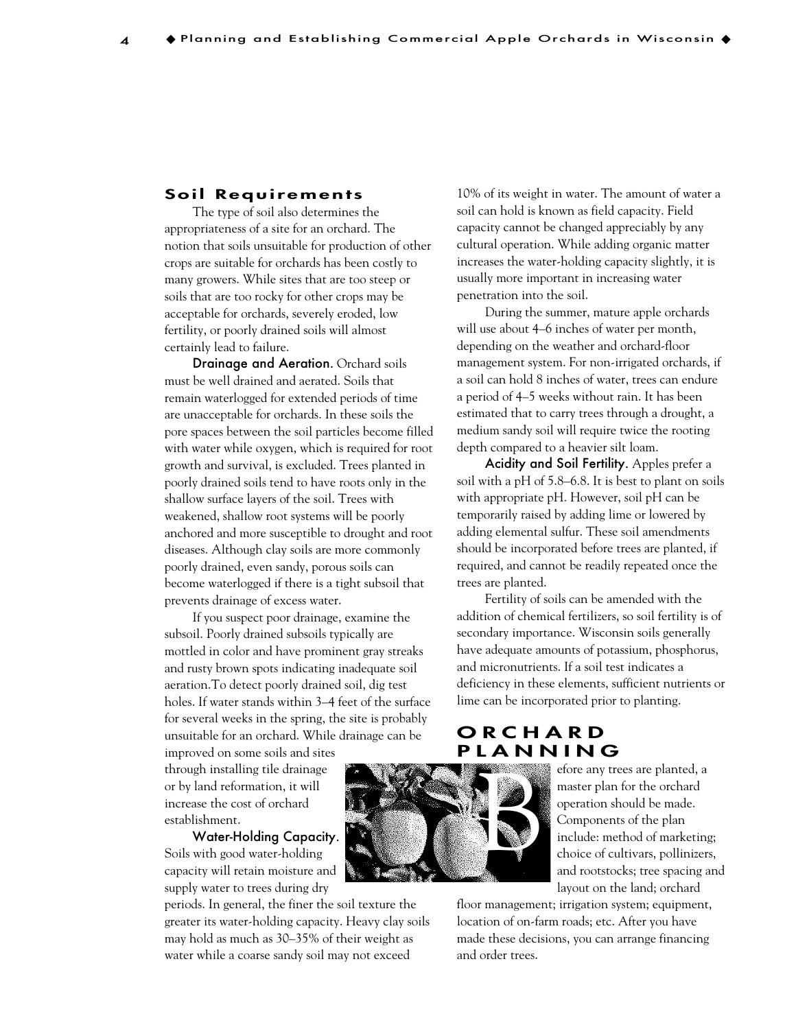## Soil Requirements

The type of soil also determines the appropriateness of a site for an orchard. The notion that soils unsuitable for production of other crops are suitable for orchards has been costly to many growers. While sites that are too steep or soils that are too rocky for other crops may be acceptable for orchards, severely eroded, low fertility, or poorly drained soils will almost certainly lead to failure.

**Drainage and Aeration.** Orchard soils must be well drained and aerated. Soils that remain waterlogged for extended periods of time are unacceptable for orchards. In these soils the pore spaces between the soil particles become filled with water while oxygen, which is required for root growth and survival, is excluded. Trees planted in poorly drained soils tend to have roots only in the shallow surface layers of the soil. Trees with weakened, shallow root systems will be poorly anchored and more susceptible to drought and root diseases. Although clay soils are more commonly poorly drained, even sandy, porous soils can become waterlogged if there is a tight subsoil that prevents drainage of excess water.

If you suspect poor drainage, examine the subsoil. Poorly drained subsoils typically are mottled in color and have prominent gray streaks and rusty brown spots indicating inadequate soil aeration.To detect poorly drained soil, dig test holes. If water stands within 3–4 feet of the surface for several weeks in the spring, the site is probably unsuitable for an orchard. While drainage can be improved on some soils and sites through installing tile drainage or by land reformation, it will increase the cost of orchard establishment.

**Water-Holding Capacity.** Soils with good water-holding capacity will retain moisture and supply water to trees during dry periods. In general, the finer the soil texture the greater its water-holding capacity. Heavy clay soils may hold as much as 30–35% of their weight as water while a coarse sandy soil may not exceed 10% of its weight in water. The amount of water a soil can hold is known as field capacity. Field capacity cannot be changed appreciably by any cultural operation. While adding organic matter increases the water-holding capacity slightly, it is usually more important in increasing water penetration into the soil.

During the summer, mature apple orchards will use about 4–6 inches of water per month, depending on the weather and orchard-floor management system. For non-irrigated orchards, if a soil can hold 8 inches of water, trees can endure a period of 4–5 weeks without rain. It has been estimated that to carry trees through a drought, a medium sandy soil will require twice the rooting depth compared to a heavier silt loam.

**Acidity and Soil Fertility.** Apples prefer a soil with a pH of 5.8–6.8. It is best to plant on soils with appropriate pH. However, soil pH can be temporarily raised by adding lime or lowered by adding elemental sulfur. These soil amendments should be incorporated before trees are planted, if required, and cannot be readily repeated once the trees are planted.

Fertility of soils can be amended with the addition of chemical fertilizers, so soil fertility is of secondary importance. Wisconsin soils generally have adequate amounts of potassium, phosphorus, and micronutrients. If a soil test indicates a deficiency in these elements, sufficient nutrients or lime can be incorporated prior to planting.

# ORCHARD PLANNING

Before any trees are planted, a master plan for the orchard operation should be made. Components of the plan include: method of marketing; choice of cultivars, pollinizers, and rootstocks; tree spacing and layout on the land; orchard floor management; irrigation system; equipment, location of on-farm roads; etc. After you have made these decisions, you can arrange financing and order trees.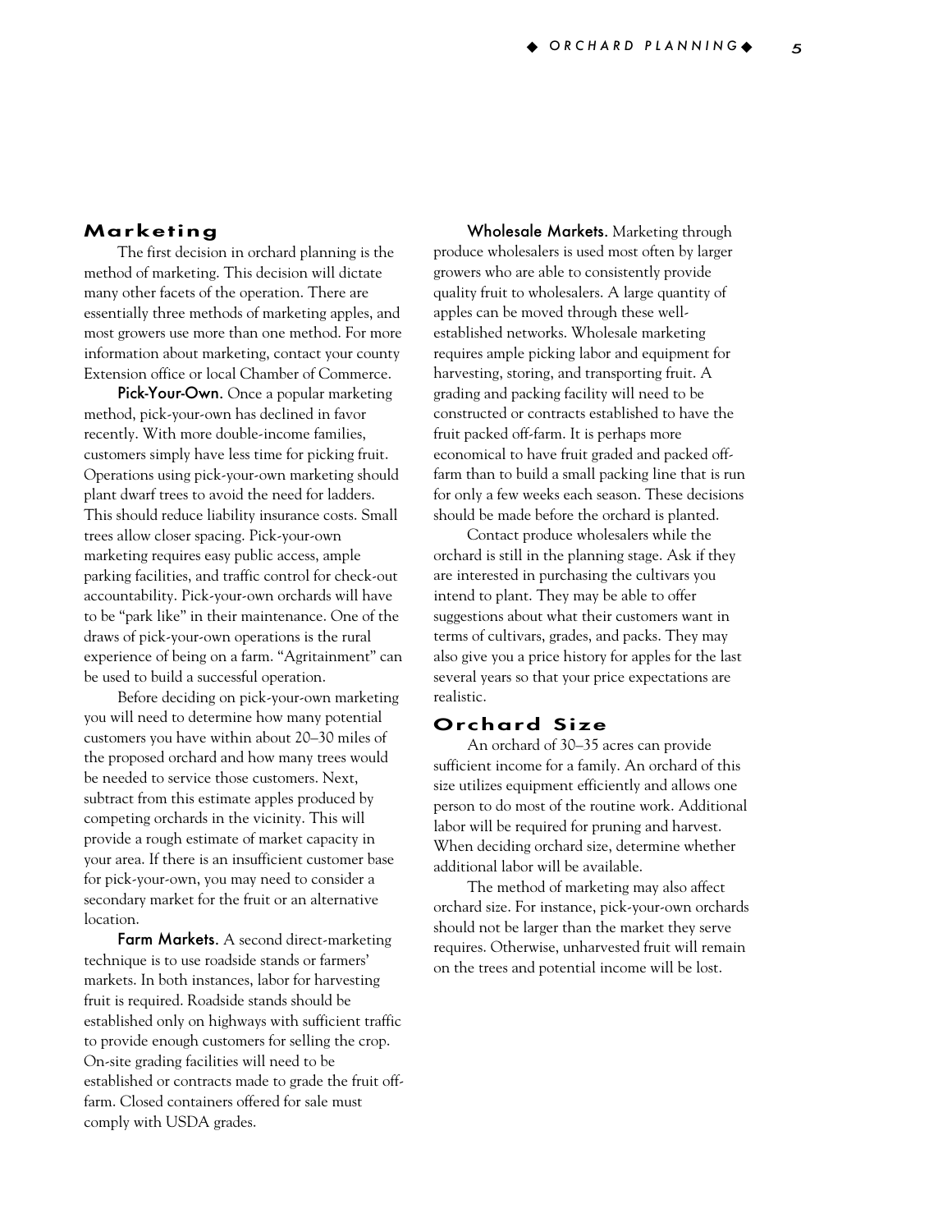## Marketing

The first decision in orchard planning is the method of marketing. This decision will dictate many other facets of the operation. There are essentially three methods of marketing apples, and most growers use more than one method. For more information about marketing, contact your county Extension office or local Chamber of Commerce.

**Pick-Your-Own.** Once a popular marketing method, pick-your-own has declined in favor recently. With more double-income families, customers simply have less time for picking fruit. Operations using pick-your-own marketing should plant dwarf trees to avoid the need for ladders. This should reduce liability insurance costs. Small trees allow closer spacing. Pick-your-own marketing requires easy public access, ample parking facilities, and traffic control for check-out accountability. Pick-your-own orchards will have to be "park like" in their maintenance. One of the draws of pick-your-own operations is the rural experience of being on a farm. "Agritainment" can be used to build a successful operation.

Before deciding on pick-your-own marketing you will need to determine how many potential customers you have within about 20–30 miles of the proposed orchard and how many trees would be needed to service those customers. Next, subtract from this estimate apples produced by competing orchards in the vicinity. This will provide a rough estimate of market capacity in your area. If there is an insufficient customer base for pick-your-own, you may need to consider a secondary market for the fruit or an alternative location.

**Farm Markets.** A second direct-marketing technique is to use roadside stands or farmers' markets. In both instances, labor for harvesting fruit is required. Roadside stands should be established only on highways with sufficient traffic to provide enough customers for selling the crop. On-site grading facilities will need to be established or contracts made to grade the fruit off-farm. Closed containers offered for sale must comply with USDA grades.

**Wholesale Markets.** Marketing through produce wholesalers is used most often by larger growers who are able to consistently provide quality fruit to wholesalers. A large quantity of apples can be moved through these well-established networks. Wholesale marketing requires ample picking labor and equipment for harvesting, storing, and transporting fruit. A grading and packing facility will need to be constructed or contracts established to have the fruit packed off-farm. It is perhaps more economical to have fruit graded and packed off-farm than to build a small packing line that is run for only a few weeks each season. These decisions should be made before the orchard is planted.

Contact produce wholesalers while the orchard is still in the planning stage. Ask if they are interested in purchasing the cultivars you intend to plant. They may be able to offer suggestions about what their customers want in terms of cultivars, grades, and packs. They may also give you a price history for apples for the last several years so that your price expectations are realistic.

## Orchard Size

An orchard of 30–35 acres can provide sufficient income for a family. An orchard of this size utilizes equipment efficiently and allows one person to do most of the routine work. Additional labor will be required for pruning and harvest. When deciding orchard size, determine whether additional labor will be available.

The method of marketing may also affect orchard size. For instance, pick-your-own orchards should not be larger than the market they serve requires. Otherwise, unharvested fruit will remain on the trees and potential income will be lost.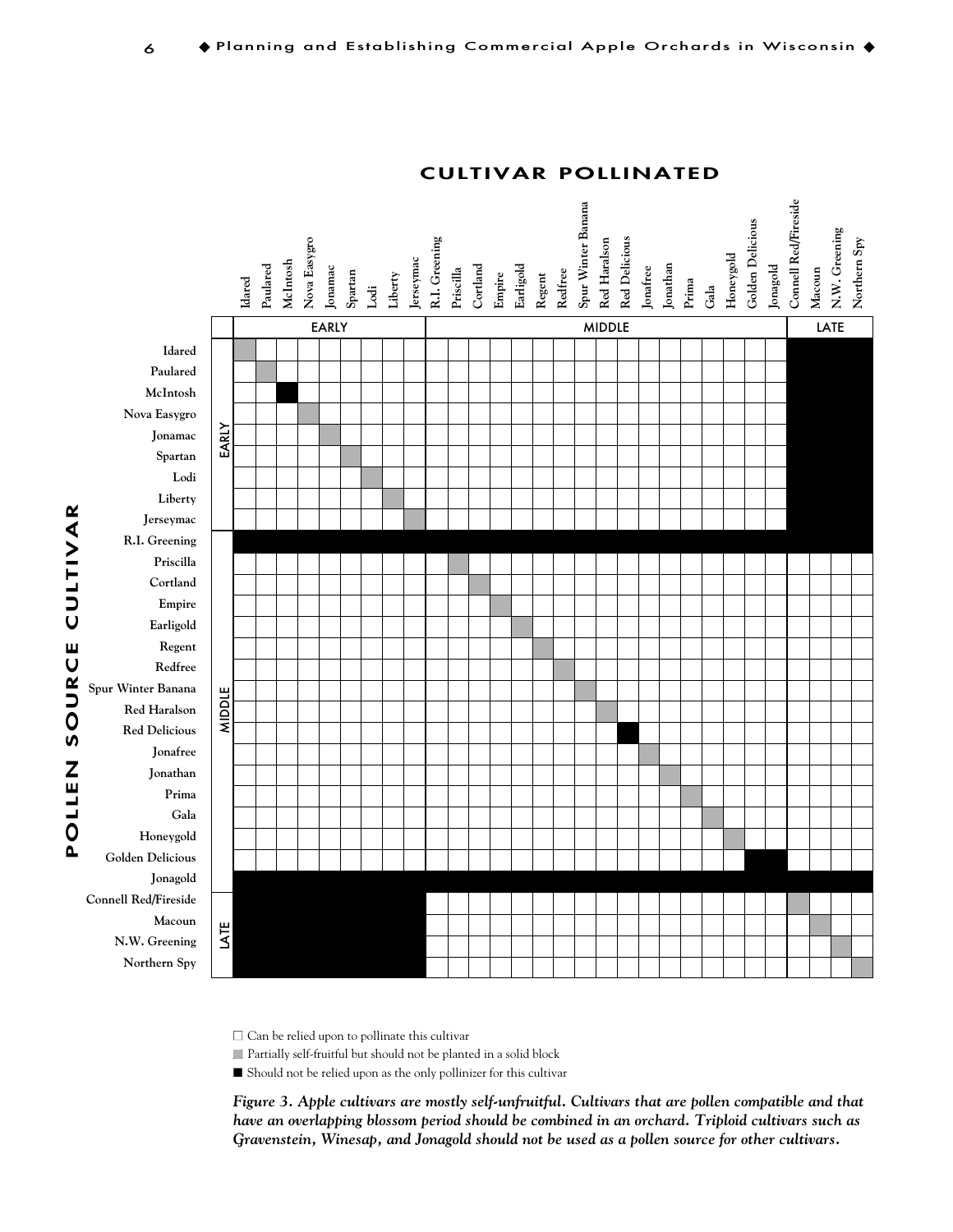## CULTIVAR POLLINATED

| POLLEN SOURCE CULTIVAR | | Idared | Paulared | McIntosh | Nova Easygro | Jonamac | Spartan | Lodi | Liberty | Jerseymac | R.I. Greening | Priscilla | Cortland | Empire | Earligold | Regent | Redfree | Spur Winter Banana | Red Haralson | Red Delicious | Jonafree | Jonathan | Prima | Gala | Honeygold | Golden Delicious | Jonagold | Connell Red/Fireside | Macoun | N.W. Greening | Northern Spy |
|---|---|---|---|---|---|---|---|---|---|---|---|---|---|---|---|---|---|---|---|---|---|---|---|---|---|---|---|---|---|---|---|
| | | EARLY | | | | | | | | | MIDDLE | | | | | | | | | | | | | | | | | LATE | | | |
| EARLY | Idared | ▒ | | | | | | | | | | | | | | | | | | | | | | | | | | ■ | ■ | ■ | ■ |
| | Paulared | | ▒ | | | | | | | | | | | | | | | | | | | | | | | | | ■ | ■ | ■ | ■ |
| | McIntosh | | | ■ | | | | | | | | | | | | | | | | | | | | | | | | ■ | ■ | ■ | ■ |
| | Nova Easygro | | | | ▒ | | | | | | | | | | | | | | | | | | | | | | | ■ | ■ | ■ | ■ |
| | Jonamac | | | | | ▒ | | | | | | | | | | | | | | | | | | | | | | ■ | ■ | ■ | ■ |
| | Spartan | | | | | | ▒ | | | | | | | | | | | | | | | | | | | | | ■ | ■ | ■ | ■ |
| | Lodi | | | | | | | ▒ | | | | | | | | | | | | | | | | | | | | ■ | ■ | ■ | ■ |
| | Liberty | | | | | | | | ▒ | | | | | | | | | | | | | | | | | | | ■ | ■ | ■ | ■ |
| | Jerseymac | | | | | | | | | ▒ | | | | | | | | | | | | | | | | | | ■ | ■ | ■ | ■ |
| MIDDLE | R.I. Greening | ■ | ■ | ■ | ■ | ■ | ■ | ■ | ■ | ■ | ■ | ■ | ■ | ■ | ■ | ■ | ■ | ■ | ■ | ■ | ■ | ■ | ■ | ■ | ■ | ■ | ■ | ■ | ■ | ■ | ■ |
| | Priscilla | | | | | | | | | | | ▒ | | | | | | | | | | | | | | | | | | | |
| | Cortland | | | | | | | | | | | | ▒ | | | | | | | | | | | | | | | | | | |
| | Empire | | | | | | | | | | | | | ▒ | | | | | | | | | | | | | | | | | |
| | Earligold | | | | | | | | | | | | | | ▒ | | | | | | | | | | | | | | | | |
| | Regent | | | | | | | | | | | | | | | ▒ | | | | | | | | | | | | | | | |
| | Redfree | | | | | | | | | | | | | | | | ▒ | | | | | | | | | | | | | | |
| | Spur Winter Banana | | | | | | | | | | | | | | | | | ▒ | | | | | | | | | | | | | |
| | Red Haralson | | | | | | | | | | | | | | | | | | ▒ | | | | | | | | | | | | |
| | Red Delicious | | | | | | | | | | | | | | | | | | | ■ | | | | | | | | | | | |
| | Jonafree | | | | | | | | | | | | | | | | | | | | ▒ | | | | | | | | | | |
| | Jonathan | | | | | | | | | | | | | | | | | | | | | ▒ | | | | | | | | | |
| | Prima | | | | | | | | | | | | | | | | | | | | | | ▒ | | | | | | | | |
| | Gala | | | | | | | | | | | | | | | | | | | | | | | ▒ | | | | | | | |
| | Honeygold | | | | | | | | | | | | | | | | | | | | | | | | ▒ | | | | | | |
| | Golden Delicious | | | | | | | | | | | | | | | | | | | | | | | | | ■ | ■ | | | | |
| | Jonagold | ■ | ■ | ■ | ■ | ■ | ■ | ■ | ■ | ■ | ■ | ■ | ■ | ■ | ■ | ■ | ■ | ■ | ■ | ■ | ■ | ■ | ■ | ■ | ■ | ■ | ■ | ■ | ■ | ■ | ■ |
| LATE | Connell Red/Fireside | ■ | ■ | ■ | ■ | ■ | ■ | ■ | ■ | ■ | | | | | | | | | | | | | | | | | | ▒ | | | |
| | Macoun | ■ | ■ | ■ | ■ | ■ | ■ | ■ | ■ | ■ | | | | | | | | | | | | | | | | | | | ▒ | | |
| | N.W. Greening | ■ | ■ | ■ | ■ | ■ | ■ | ■ | ■ | ■ | | | | | | | | | | | | | | | | | | | | ▒ | |
| | Northern Spy | ■ | ■ | ■ | ■ | ■ | ■ | ■ | ■ | ■ | | | | | | | | | | | | | | | | | | | | | ▒ |

□ Can be relied upon to pollinate this cultivar

▒ Partially self-fruitful but should not be planted in a solid block

■ Should not be relied upon as the only pollinizer for this cultivar

***Figure 3. Apple cultivars are mostly self-unfruitful. Cultivars that are pollen compatible and that have an overlapping blossom period should be combined in an orchard. Triploid cultivars such as Gravenstein, Winesap, and Jonagold should not be used as a pollen source for other cultivars.***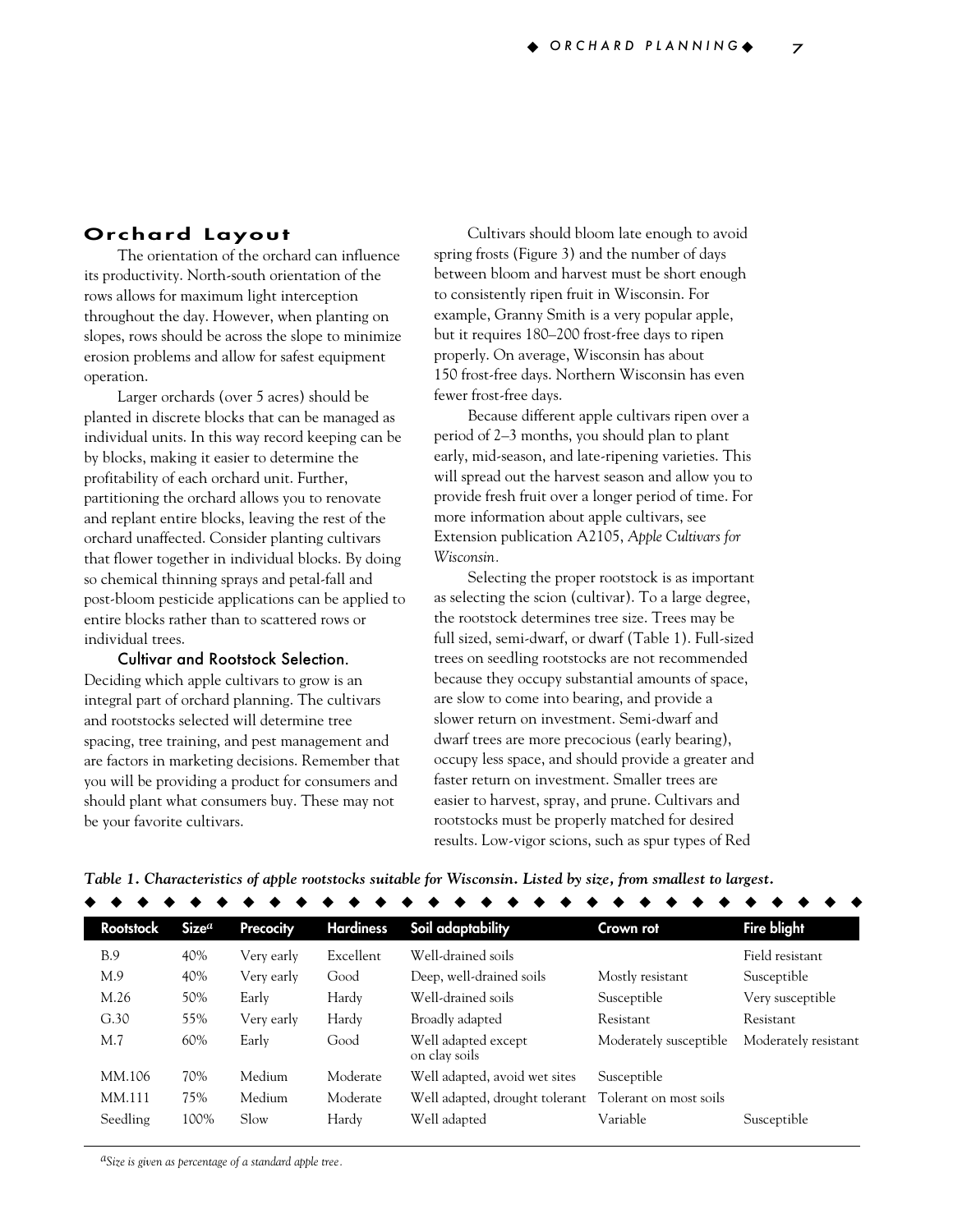## Orchard Layout

The orientation of the orchard can influence its productivity. North-south orientation of the rows allows for maximum light interception throughout the day. However, when planting on slopes, rows should be across the slope to minimize erosion problems and allow for safest equipment operation.

Larger orchards (over 5 acres) should be planted in discrete blocks that can be managed as individual units. In this way record keeping can be by blocks, making it easier to determine the profitability of each orchard unit. Further, partitioning the orchard allows you to renovate and replant entire blocks, leaving the rest of the orchard unaffected. Consider planting cultivars that flower together in individual blocks. By doing so chemical thinning sprays and petal-fall and post-bloom pesticide applications can be applied to entire blocks rather than to scattered rows or individual trees.

### Cultivar and Rootstock Selection.

Deciding which apple cultivars to grow is an integral part of orchard planning. The cultivars and rootstocks selected will determine tree spacing, tree training, and pest management and are factors in marketing decisions. Remember that you will be providing a product for consumers and should plant what consumers buy. These may not be your favorite cultivars.

Cultivars should bloom late enough to avoid spring frosts (Figure 3) and the number of days between bloom and harvest must be short enough to consistently ripen fruit in Wisconsin. For example, Granny Smith is a very popular apple, but it requires 180–200 frost-free days to ripen properly. On average, Wisconsin has about 150 frost-free days. Northern Wisconsin has even fewer frost-free days.

Because different apple cultivars ripen over a period of 2–3 months, you should plan to plant early, mid-season, and late-ripening varieties. This will spread out the harvest season and allow you to provide fresh fruit over a longer period of time. For more information about apple cultivars, see Extension publication A2105, *Apple Cultivars for Wisconsin*.

Selecting the proper rootstock is as important as selecting the scion (cultivar). To a large degree, the rootstock determines tree size. Trees may be full sized, semi-dwarf, or dwarf (Table 1). Full-sized trees on seedling rootstocks are not recommended because they occupy substantial amounts of space, are slow to come into bearing, and provide a slower return on investment. Semi-dwarf and dwarf trees are more precocious (early bearing), occupy less space, and should provide a greater and faster return on investment. Smaller trees are easier to harvest, spray, and prune. Cultivars and rootstocks must be properly matched for desired results. Low-vigor scions, such as spur types of Red

***Table 1. Characteristics of apple rootstocks suitable for Wisconsin. Listed by size, from smallest to largest.***

| Rootstock | Size[a] | Precocity | Hardiness | Soil adaptability | Crown rot | Fire blight |
|---|---|---|---|---|---|---|
| B.9 | 40% | Very early | Excellent | Well-drained soils | | Field resistant |
| M.9 | 40% | Very early | Good | Deep, well-drained soils | Mostly resistant | Susceptible |
| M.26 | 50% | Early | Hardy | Well-drained soils | Susceptible | Very susceptible |
| G.30 | 55% | Very early | Hardy | Broadly adapted | Resistant | Resistant |
| M.7 | 60% | Early | Good | Well adapted except on clay soils | Moderately susceptible | Moderately resistant |
| MM.106 | 70% | Medium | Moderate | Well adapted, avoid wet sites | Susceptible | |
| MM.111 | 75% | Medium | Moderate | Well adapted, drought tolerant | Tolerant on most soils | |
| Seedling | 100% | Slow | Hardy | Well adapted | Variable | Susceptible |

[a]*Size is given as percentage of a standard apple tree.*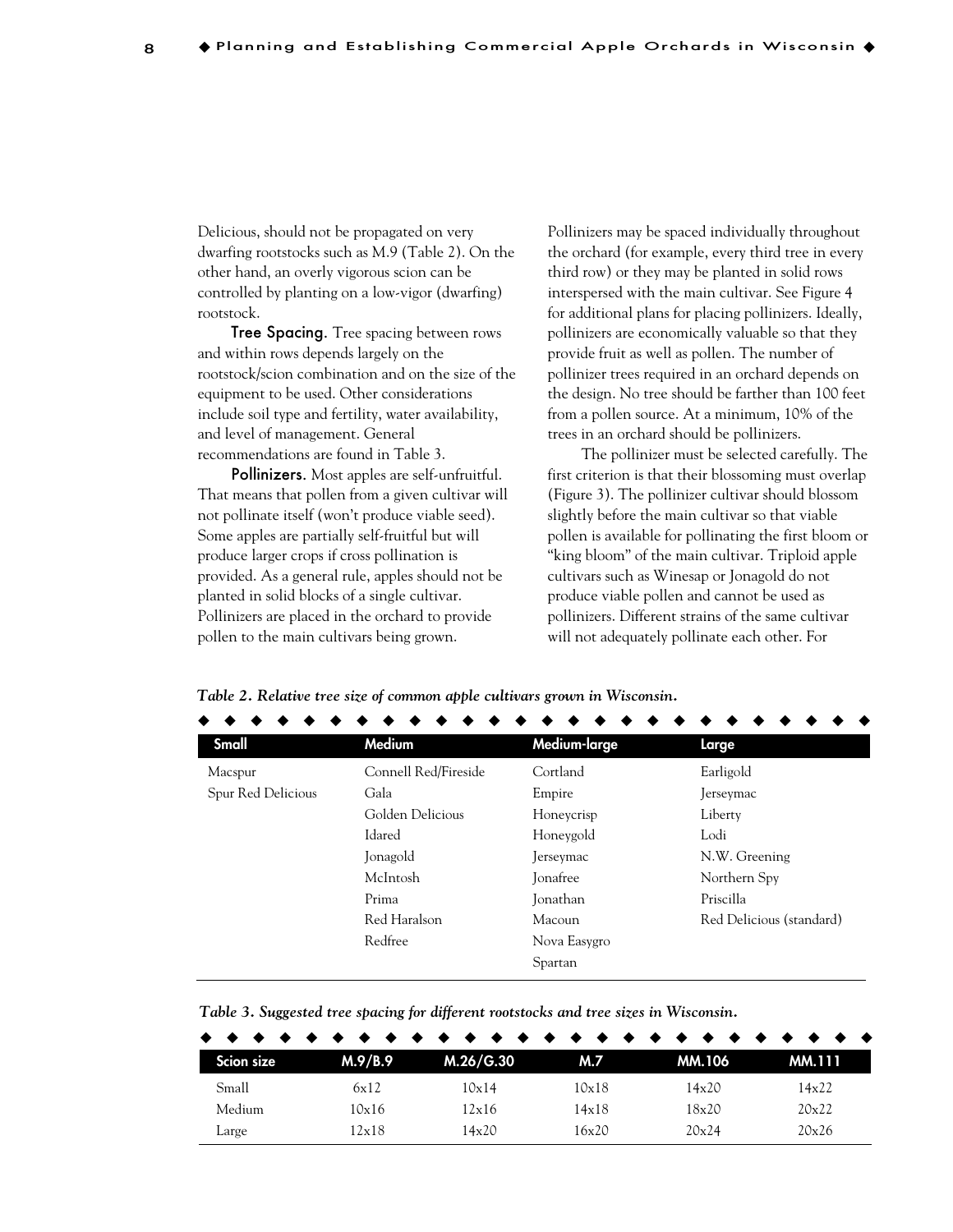Delicious, should not be propagated on very dwarfing rootstocks such as M.9 (Table 2). On the other hand, an overly vigorous scion can be controlled by planting on a low-vigor (dwarfing) rootstock.

**Tree Spacing.** Tree spacing between rows and within rows depends largely on the rootstock/scion combination and on the size of the equipment to be used. Other considerations include soil type and fertility, water availability, and level of management. General recommendations are found in Table 3.

**Pollinizers.** Most apples are self-unfruitful. That means that pollen from a given cultivar will not pollinate itself (won't produce viable seed). Some apples are partially self-fruitful but will produce larger crops if cross pollination is provided. As a general rule, apples should not be planted in solid blocks of a single cultivar. Pollinizers are placed in the orchard to provide pollen to the main cultivars being grown.

Pollinizers may be spaced individually throughout the orchard (for example, every third tree in every third row) or they may be planted in solid rows interspersed with the main cultivar. See Figure 4 for additional plans for placing pollinizers. Ideally, pollinizers are economically valuable so that they provide fruit as well as pollen. The number of pollinizer trees required in an orchard depends on the design. No tree should be farther than 100 feet from a pollen source. At a minimum, 10% of the trees in an orchard should be pollinizers.

The pollinizer must be selected carefully. The first criterion is that their blossoming must overlap (Figure 3). The pollinizer cultivar should blossom slightly before the main cultivar so that viable pollen is available for pollinating the first bloom or "king bloom" of the main cultivar. Triploid apple cultivars such as Winesap or Jonagold do not produce viable pollen and cannot be used as pollinizers. Different strains of the same cultivar will not adequately pollinate each other. For

*Table 2. Relative tree size of common apple cultivars grown in Wisconsin.*

| Small | Medium | Medium-large | Large |
|---|---|---|---|
| Macspur | Connell Red/Fireside | Cortland | Earligold |
| Spur Red Delicious | Gala | Empire | Jerseymac |
| | Golden Delicious | Honeycrisp | Liberty |
| | Idared | Honeygold | Lodi |
| | Jonagold | Jerseymac | N.W. Greening |
| | McIntosh | Jonafree | Northern Spy |
| | Prima | Jonathan | Priscilla |
| | Red Haralson | Macoun | Red Delicious (standard) |
| | Redfree | Nova Easygro | |
| | | Spartan | |

*Table 3. Suggested tree spacing for different rootstocks and tree sizes in Wisconsin.*

| Scion size | M.9/B.9 | M.26/G.30 | M.7 | MM.106 | MM.111 |
|---|---|---|---|---|---|
| Small | 6x12 | 10x14 | 10x18 | 14x20 | 14x22 |
| Medium | 10x16 | 12x16 | 14x18 | 18x20 | 20x22 |
| Large | 12x18 | 14x20 | 16x20 | 20x24 | 20x26 |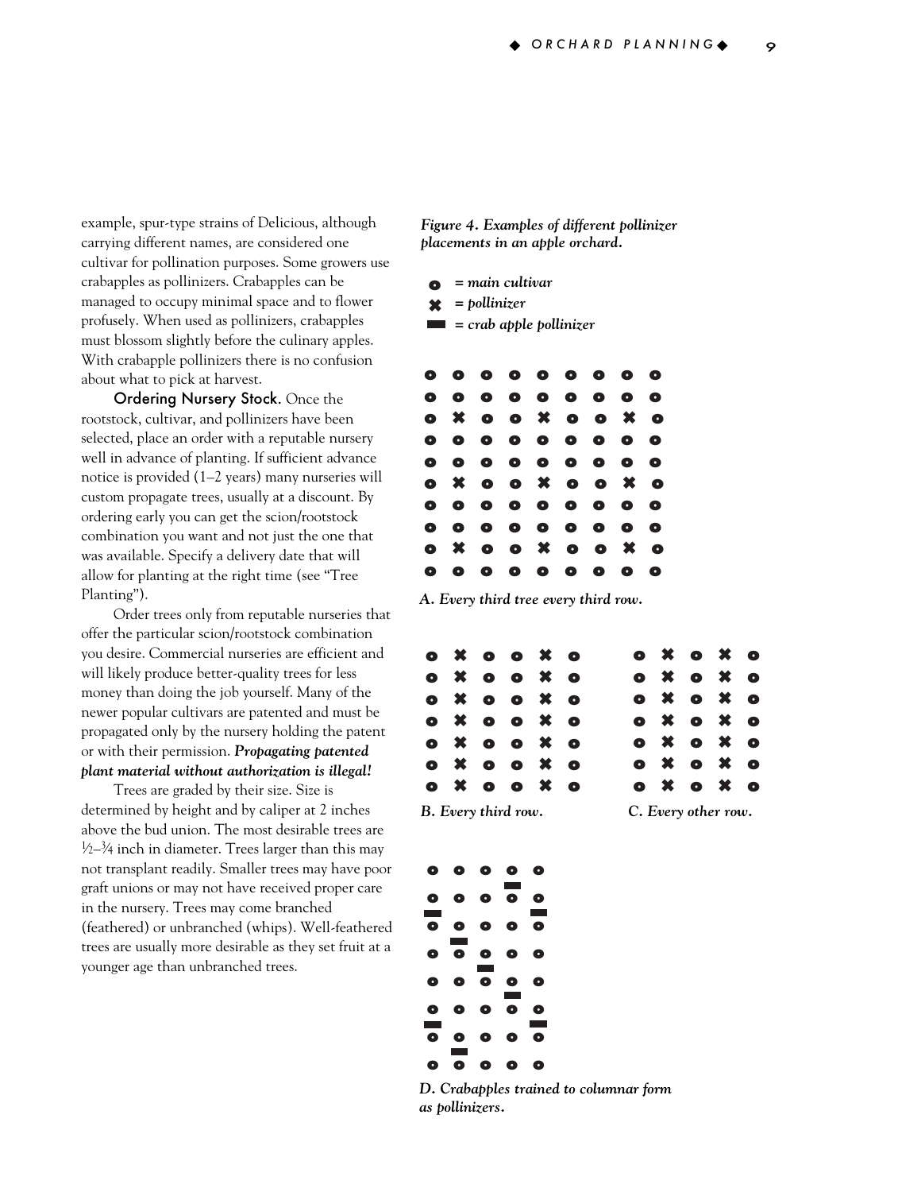example, spur-type strains of Delicious, although carrying different names, are considered one cultivar for pollination purposes. Some growers use crabapples as pollinizers. Crabapples can be managed to occupy minimal space and to flower profusely. When used as pollinizers, crabapples must blossom slightly before the culinary apples. With crabapple pollinizers there is no confusion about what to pick at harvest.

**Ordering Nursery Stock.** Once the rootstock, cultivar, and pollinizers have been selected, place an order with a reputable nursery well in advance of planting. If sufficient advance notice is provided (1–2 years) many nurseries will custom propagate trees, usually at a discount. By ordering early you can get the scion/rootstock combination you want and not just the one that was available. Specify a delivery date that will allow for planting at the right time (see "Tree Planting").

Order trees only from reputable nurseries that offer the particular scion/rootstock combination you desire. Commercial nurseries are efficient and will likely produce better-quality trees for less money than doing the job yourself. Many of the newer popular cultivars are patented and must be propagated only by the nursery holding the patent or with their permission. ***Propagating patented plant material without authorization is illegal!***

Trees are graded by their size. Size is determined by height and by caliper at 2 inches above the bud union. The most desirable trees are ½–¾ inch in diameter. Trees larger than this may not transplant readily. Smaller trees may have poor graft unions or may not have received proper care in the nursery. Trees may come branched (feathered) or unbranched (whips). Well-feathered trees are usually more desirable as they set fruit at a younger age than unbranched trees.

***Figure 4. Examples of different pollinizer placements in an apple orchard.***

*= main cultivar*
*= pollinizer*
*= crab apple pollinizer*

***A. Every third tree every third row.***

***B. Every third row.***

***C. Every other row.***

***D. Crabapples trained to columnar form as pollinizers.***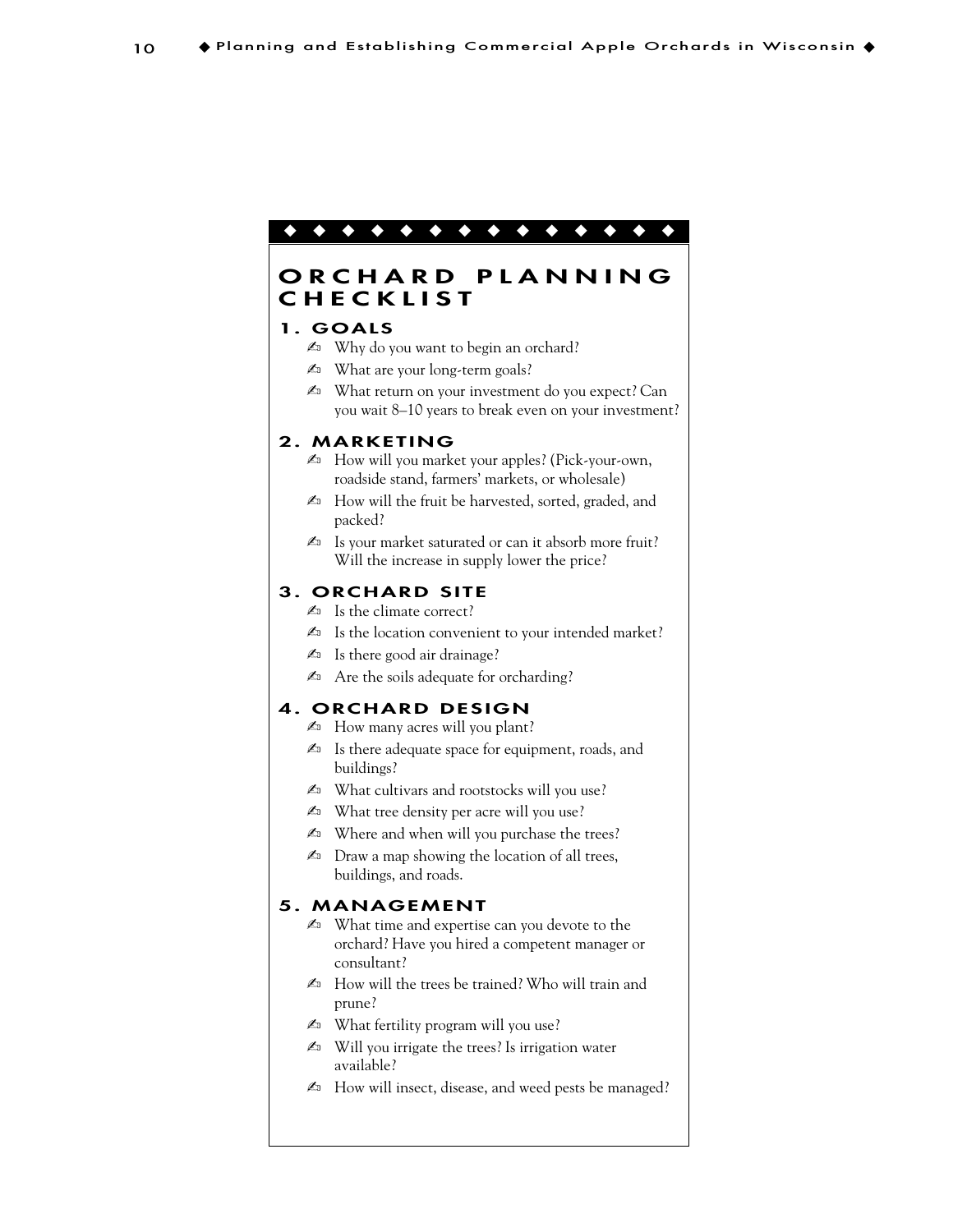## ORCHARD PLANNING CHECKLIST

### 1. GOALS

- Why do you want to begin an orchard?
- What are your long-term goals?
- What return on your investment do you expect? Can you wait 8–10 years to break even on your investment?

### 2. MARKETING

- How will you market your apples? (Pick-your-own, roadside stand, farmers' markets, or wholesale)
- How will the fruit be harvested, sorted, graded, and packed?
- Is your market saturated or can it absorb more fruit? Will the increase in supply lower the price?

### 3. ORCHARD SITE

- Is the climate correct?
- Is the location convenient to your intended market?
- Is there good air drainage?
- Are the soils adequate for orcharding?

### 4. ORCHARD DESIGN

- How many acres will you plant?
- Is there adequate space for equipment, roads, and buildings?
- What cultivars and rootstocks will you use?
- What tree density per acre will you use?
- Where and when will you purchase the trees?
- Draw a map showing the location of all trees, buildings, and roads.

### 5. MANAGEMENT

- What time and expertise can you devote to the orchard? Have you hired a competent manager or consultant?
- How will the trees be trained? Who will train and prune?
- What fertility program will you use?
- Will you irrigate the trees? Is irrigation water available?
- How will insect, disease, and weed pests be managed?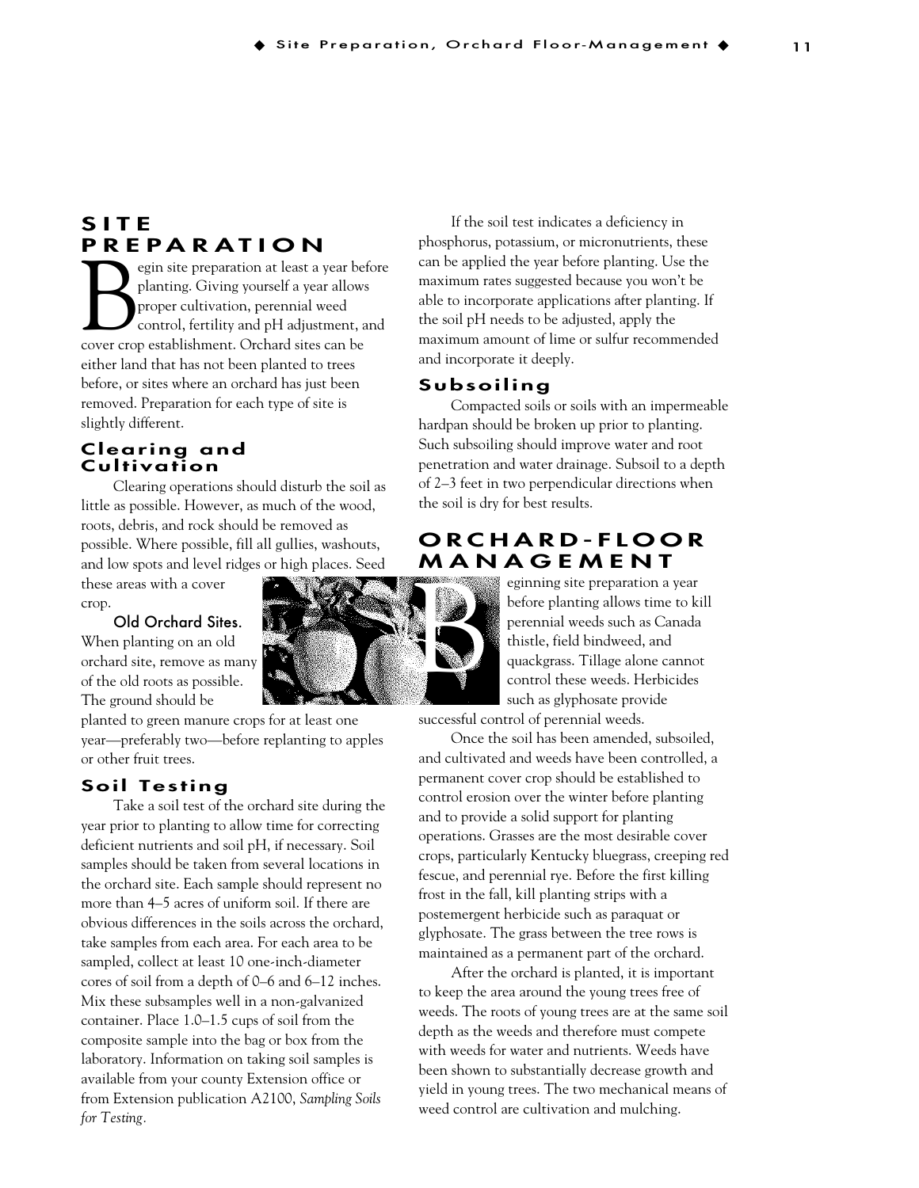## SITE PREPARATION

Begin site preparation at least a year before planting. Giving yourself a year allows proper cultivation, perennial weed control, fertility and pH adjustment, and cover crop establishment. Orchard sites can be either land that has not been planted to trees before, or sites where an orchard has just been removed. Preparation for each type of site is slightly different.

### Clearing and Cultivation

Clearing operations should disturb the soil as little as possible. However, as much of the wood, roots, debris, and rock should be removed as possible. Where possible, fill all gullies, washouts, and low spots and level ridges or high places. Seed these areas with a cover crop.

**Old Orchard Sites.** When planting on an old orchard site, remove as many of the old roots as possible. The ground should be planted to green manure crops for at least one year—preferably two—before replanting to apples or other fruit trees.

### Soil Testing

Take a soil test of the orchard site during the year prior to planting to allow time for correcting deficient nutrients and soil pH, if necessary. Soil samples should be taken from several locations in the orchard site. Each sample should represent no more than 4–5 acres of uniform soil. If there are obvious differences in the soils across the orchard, take samples from each area. For each area to be sampled, collect at least 10 one-inch-diameter cores of soil from a depth of 0–6 and 6–12 inches. Mix these subsamples well in a non-galvanized container. Place 1.0–1.5 cups of soil from the composite sample into the bag or box from the laboratory. Information on taking soil samples is available from your county Extension office or from Extension publication A2100, *Sampling Soils for Testing*.

If the soil test indicates a deficiency in phosphorus, potassium, or micronutrients, these can be applied the year before planting. Use the maximum rates suggested because you won't be able to incorporate applications after planting. If the soil pH needs to be adjusted, apply the maximum amount of lime or sulfur recommended and incorporate it deeply.

### Subsoiling

Compacted soils or soils with an impermeable hardpan should be broken up prior to planting. Such subsoiling should improve water and root penetration and water drainage. Subsoil to a depth of 2–3 feet in two perpendicular directions when the soil is dry for best results.

## ORCHARD-FLOOR MANAGEMENT

Beginning site preparation a year before planting allows time to kill perennial weeds such as Canada thistle, field bindweed, and quackgrass. Tillage alone cannot control these weeds. Herbicides such as glyphosate provide successful control of perennial weeds.

Once the soil has been amended, subsoiled, and cultivated and weeds have been controlled, a permanent cover crop should be established to control erosion over the winter before planting and to provide a solid support for planting operations. Grasses are the most desirable cover crops, particularly Kentucky bluegrass, creeping red fescue, and perennial rye. Before the first killing frost in the fall, kill planting strips with a postemergent herbicide such as paraquat or glyphosate. The grass between the tree rows is maintained as a permanent part of the orchard.

After the orchard is planted, it is important to keep the area around the young trees free of weeds. The roots of young trees are at the same soil depth as the weeds and therefore must compete with weeds for water and nutrients. Weeds have been shown to substantially decrease growth and yield in young trees. The two mechanical means of weed control are cultivation and mulching.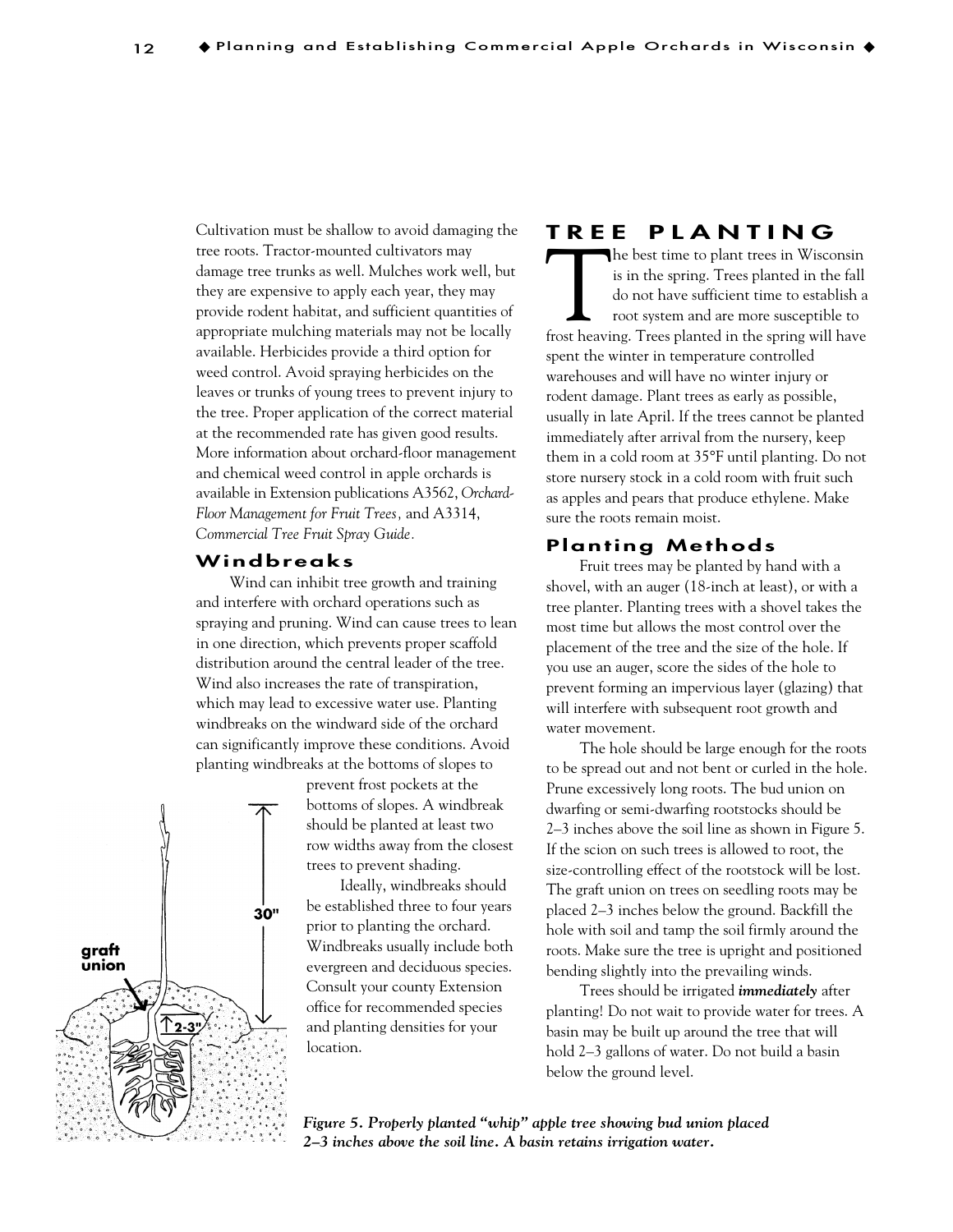Cultivation must be shallow to avoid damaging the tree roots. Tractor-mounted cultivators may damage tree trunks as well. Mulches work well, but they are expensive to apply each year, they may provide rodent habitat, and sufficient quantities of appropriate mulching materials may not be locally available. Herbicides provide a third option for weed control. Avoid spraying herbicides on the leaves or trunks of young trees to prevent injury to the tree. Proper application of the correct material at the recommended rate has given good results. More information about orchard-floor management and chemical weed control in apple orchards is available in Extension publications A3562, *Orchard-Floor Management for Fruit Trees*, and A3314, *Commercial Tree Fruit Spray Guide*.

### Windbreaks

Wind can inhibit tree growth and training and interfere with orchard operations such as spraying and pruning. Wind can cause trees to lean in one direction, which prevents proper scaffold distribution around the central leader of the tree. Wind also increases the rate of transpiration, which may lead to excessive water use. Planting windbreaks on the windward side of the orchard can significantly improve these conditions. Avoid planting windbreaks at the bottoms of slopes to prevent frost pockets at the bottoms of slopes. A windbreak should be planted at least two row widths away from the closest trees to prevent shading.

Ideally, windbreaks should be established three to four years prior to planting the orchard. Windbreaks usually include both evergreen and deciduous species. Consult your county Extension office for recommended species and planting densities for your location.

*Figure 5. Properly planted "whip" apple tree showing bud union placed 2–3 inches above the soil line. A basin retains irrigation water.*

## TREE PLANTING

The best time to plant trees in Wisconsin is in the spring. Trees planted in the fall do not have sufficient time to establish a root system and are more susceptible to frost heaving. Trees planted in the spring will have spent the winter in temperature controlled warehouses and will have no winter injury or rodent damage. Plant trees as early as possible, usually in late April. If the trees cannot be planted immediately after arrival from the nursery, keep them in a cold room at 35°F until planting. Do not store nursery stock in a cold room with fruit such as apples and pears that produce ethylene. Make sure the roots remain moist.

### Planting Methods

Fruit trees may be planted by hand with a shovel, with an auger (18-inch at least), or with a tree planter. Planting trees with a shovel takes the most time but allows the most control over the placement of the tree and the size of the hole. If you use an auger, score the sides of the hole to prevent forming an impervious layer (glazing) that will interfere with subsequent root growth and water movement.

The hole should be large enough for the roots to be spread out and not bent or curled in the hole. Prune excessively long roots. The bud union on dwarfing or semi-dwarfing rootstocks should be 2–3 inches above the soil line as shown in Figure 5. If the scion on such trees is allowed to root, the size-controlling effect of the rootstock will be lost. The graft union on trees on seedling roots may be placed 2–3 inches below the ground. Backfill the hole with soil and tamp the soil firmly around the roots. Make sure the tree is upright and positioned bending slightly into the prevailing winds.

Trees should be irrigated ***immediately*** after planting! Do not wait to provide water for trees. A basin may be built up around the tree that will hold 2–3 gallons of water. Do not build a basin below the ground level.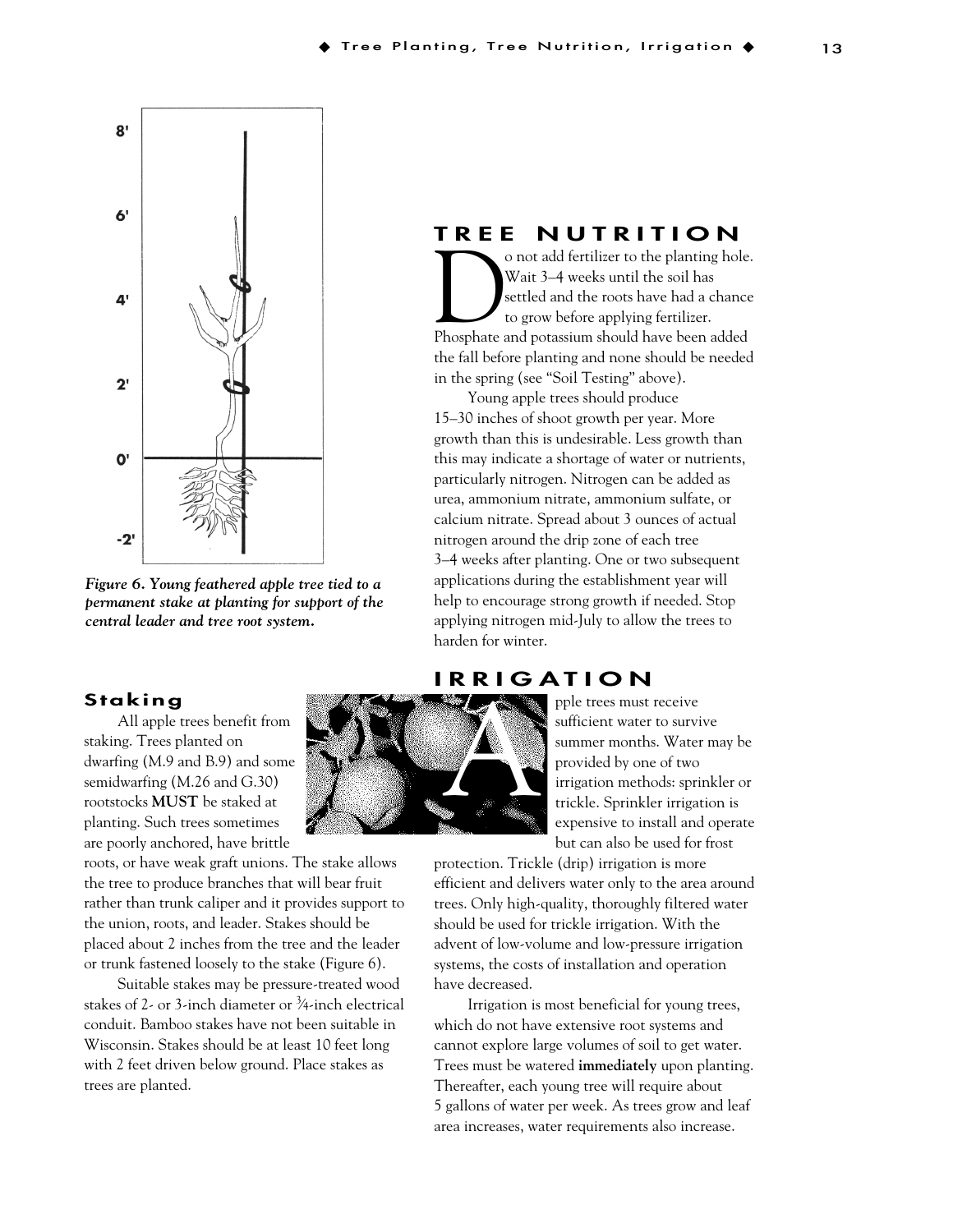*Figure 6. Young feathered apple tree tied to a permanent stake at planting for support of the central leader and tree root system.*

### Staking

All apple trees benefit from staking. Trees planted on dwarfing (M.9 and B.9) and some semidwarfing (M.26 and G.30) rootstocks **MUST** be staked at planting. Such trees sometimes are poorly anchored, have brittle roots, or have weak graft unions. The stake allows the tree to produce branches that will bear fruit rather than trunk caliper and it provides support to the union, roots, and leader. Stakes should be placed about 2 inches from the tree and the leader or trunk fastened loosely to the stake (Figure 6).

Suitable stakes may be pressure-treated wood stakes of 2- or 3-inch diameter or ¾-inch electrical conduit. Bamboo stakes have not been suitable in Wisconsin. Stakes should be at least 10 feet long with 2 feet driven below ground. Place stakes as trees are planted.

## TREE NUTRITION

Do not add fertilizer to the planting hole. Wait 3–4 weeks until the soil has settled and the roots have had a chance to grow before applying fertilizer. Phosphate and potassium should have been added the fall before planting and none should be needed in the spring (see "Soil Testing" above).

Young apple trees should produce 15–30 inches of shoot growth per year. More growth than this is undesirable. Less growth than this may indicate a shortage of water or nutrients, particularly nitrogen. Nitrogen can be added as urea, ammonium nitrate, ammonium sulfate, or calcium nitrate. Spread about 3 ounces of actual nitrogen around the drip zone of each tree 3–4 weeks after planting. One or two subsequent applications during the establishment year will help to encourage strong growth if needed. Stop applying nitrogen mid-July to allow the trees to harden for winter.

## IRRIGATION

Apple trees must receive sufficient water to survive summer months. Water may be provided by one of two irrigation methods: sprinkler or trickle. Sprinkler irrigation is expensive to install and operate but can also be used for frost protection. Trickle (drip) irrigation is more efficient and delivers water only to the area around trees. Only high-quality, thoroughly filtered water should be used for trickle irrigation. With the advent of low-volume and low-pressure irrigation systems, the costs of installation and operation have decreased.

Irrigation is most beneficial for young trees, which do not have extensive root systems and cannot explore large volumes of soil to get water. Trees must be watered **immediately** upon planting. Thereafter, each young tree will require about 5 gallons of water per week. As trees grow and leaf area increases, water requirements also increase.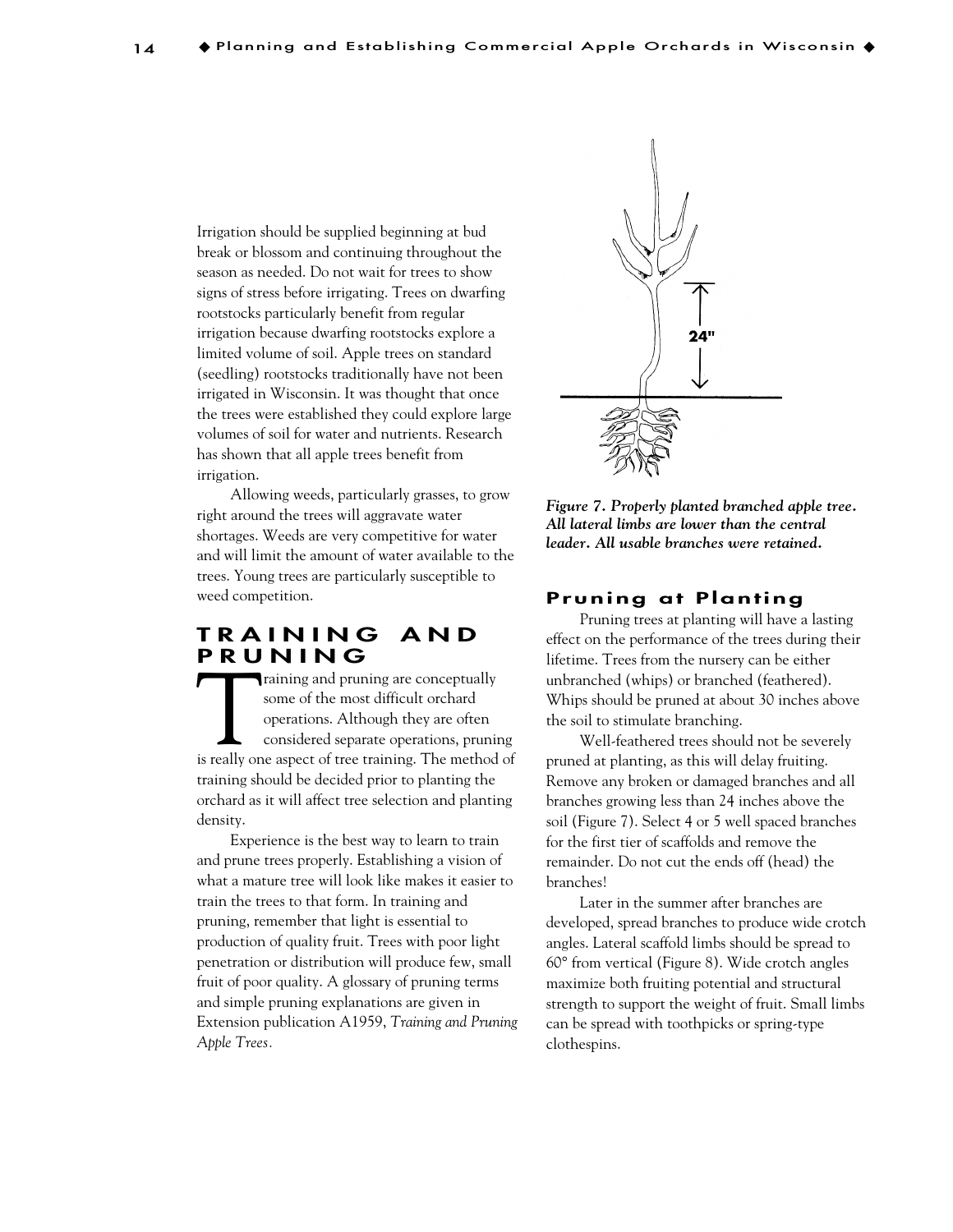Irrigation should be supplied beginning at bud break or blossom and continuing throughout the season as needed. Do not wait for trees to show signs of stress before irrigating. Trees on dwarfing rootstocks particularly benefit from regular irrigation because dwarfing rootstocks explore a limited volume of soil. Apple trees on standard (seedling) rootstocks traditionally have not been irrigated in Wisconsin. It was thought that once the trees were established they could explore large volumes of soil for water and nutrients. Research has shown that all apple trees benefit from irrigation.

Allowing weeds, particularly grasses, to grow right around the trees will aggravate water shortages. Weeds are very competitive for water and will limit the amount of water available to the trees. Young trees are particularly susceptible to weed competition.

## TRAINING AND PRUNING

Training and pruning are conceptually some of the most difficult orchard operations. Although they are often considered separate operations, pruning is really one aspect of tree training. The method of training should be decided prior to planting the orchard as it will affect tree selection and planting density.

Experience is the best way to learn to train and prune trees properly. Establishing a vision of what a mature tree will look like makes it easier to train the trees to that form. In training and pruning, remember that light is essential to production of quality fruit. Trees with poor light penetration or distribution will produce few, small fruit of poor quality. A glossary of pruning terms and simple pruning explanations are given in Extension publication A1959, *Training and Pruning Apple Trees*.

24"

***Figure 7. Properly planted branched apple tree. All lateral limbs are lower than the central leader. All usable branches were retained.***

### Pruning at Planting

Pruning trees at planting will have a lasting effect on the performance of the trees during their lifetime. Trees from the nursery can be either unbranched (whips) or branched (feathered). Whips should be pruned at about 30 inches above the soil to stimulate branching.

Well-feathered trees should not be severely pruned at planting, as this will delay fruiting. Remove any broken or damaged branches and all branches growing less than 24 inches above the soil (Figure 7). Select 4 or 5 well spaced branches for the first tier of scaffolds and remove the remainder. Do not cut the ends off (head) the branches!

Later in the summer after branches are developed, spread branches to produce wide crotch angles. Lateral scaffold limbs should be spread to 60° from vertical (Figure 8). Wide crotch angles maximize both fruiting potential and structural strength to support the weight of fruit. Small limbs can be spread with toothpicks or spring-type clothespins.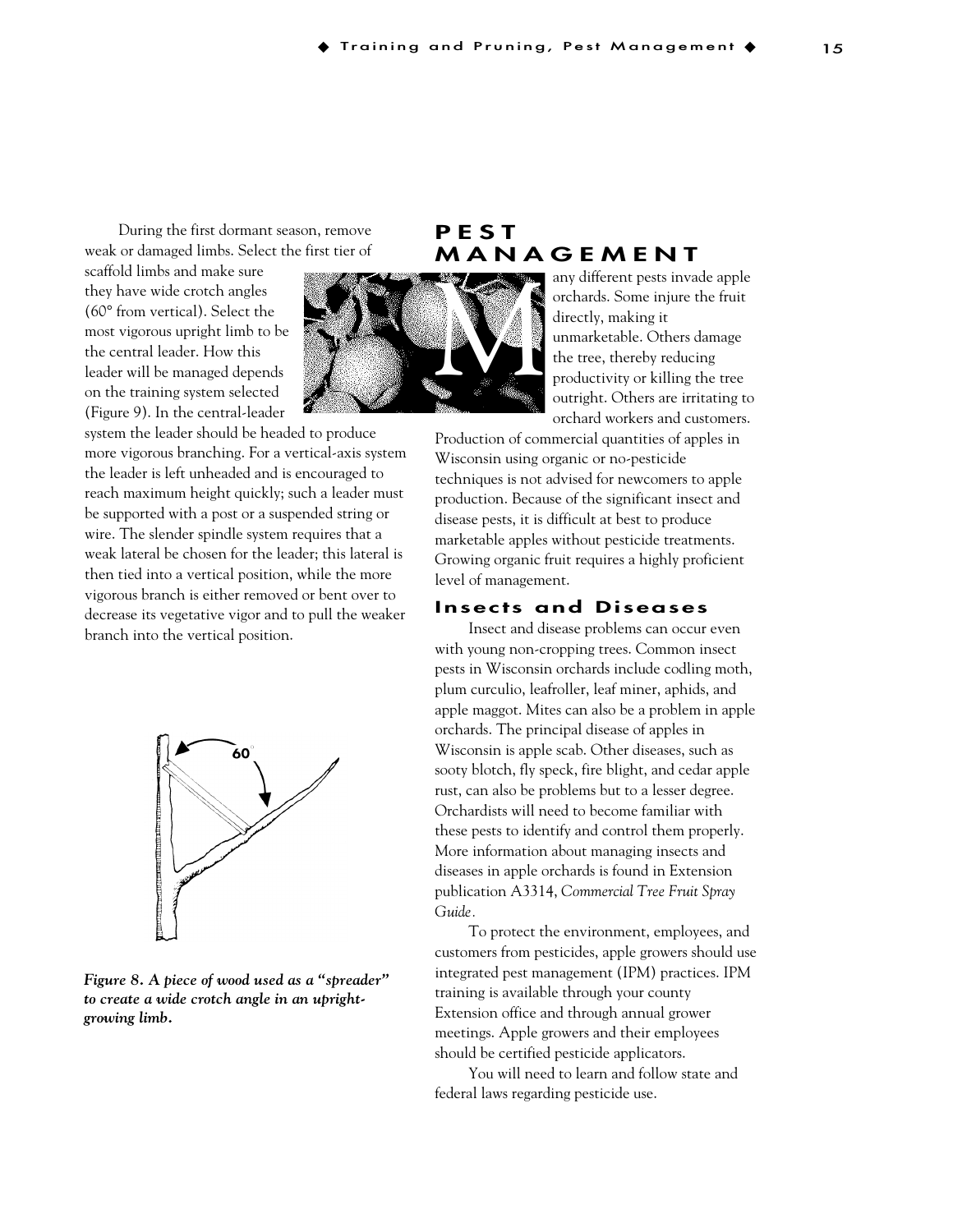During the first dormant season, remove weak or damaged limbs. Select the first tier of scaffold limbs and make sure they have wide crotch angles (60° from vertical). Select the most vigorous upright limb to be the central leader. How this leader will be managed depends on the training system selected (Figure 9). In the central-leader system the leader should be headed to produce more vigorous branching. For a vertical-axis system the leader is left unheaded and is encouraged to reach maximum height quickly; such a leader must be supported with a post or a suspended string or wire. The slender spindle system requires that a weak lateral be chosen for the leader; this lateral is then tied into a vertical position, while the more vigorous branch is either removed or bent over to decrease its vegetative vigor and to pull the weaker branch into the vertical position.

***Figure 8. A piece of wood used as a "spreader" to create a wide crotch angle in an upright-growing limb.***

## PEST MANAGEMENT

Many different pests invade apple orchards. Some injure the fruit directly, making it unmarketable. Others damage the tree, thereby reducing productivity or killing the tree outright. Others are irritating to orchard workers and customers. Production of commercial quantities of apples in Wisconsin using organic or no-pesticide techniques is not advised for newcomers to apple production. Because of the significant insect and disease pests, it is difficult at best to produce marketable apples without pesticide treatments. Growing organic fruit requires a highly proficient level of management.

### Insects and Diseases

Insect and disease problems can occur even with young non-cropping trees. Common insect pests in Wisconsin orchards include codling moth, plum curculio, leafroller, leaf miner, aphids, and apple maggot. Mites can also be a problem in apple orchards. The principal disease of apples in Wisconsin is apple scab. Other diseases, such as sooty blotch, fly speck, fire blight, and cedar apple rust, can also be problems but to a lesser degree. Orchardists will need to become familiar with these pests to identify and control them properly. More information about managing insects and diseases in apple orchards is found in Extension publication A3314, *Commercial Tree Fruit Spray Guide*.

To protect the environment, employees, and customers from pesticides, apple growers should use integrated pest management (IPM) practices. IPM training is available through your county Extension office and through annual grower meetings. Apple growers and their employees should be certified pesticide applicators.

You will need to learn and follow state and federal laws regarding pesticide use.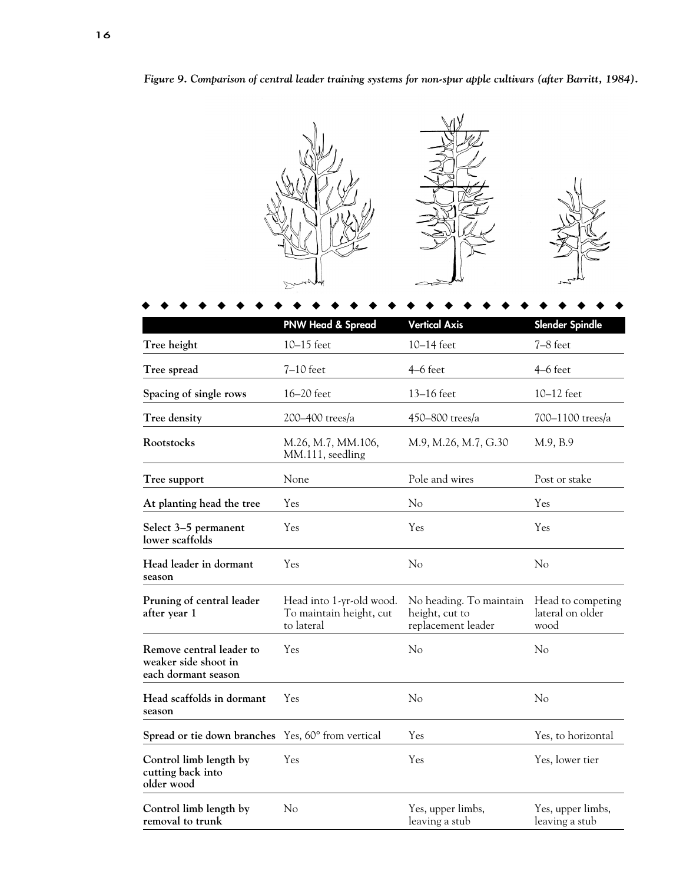*Figure 9. Comparison of central leader training systems for non-spur apple cultivars (after Barritt, 1984).*

| | PNW Head & Spread | Vertical Axis | Slender Spindle |
|---|---|---|---|
| **Tree height** | 10–15 feet | 10–14 feet | 7–8 feet |
| **Tree spread** | 7–10 feet | 4–6 feet | 4–6 feet |
| **Spacing of single rows** | 16–20 feet | 13–16 feet | 10–12 feet |
| **Tree density** | 200–400 trees/a | 450–800 trees/a | 700–1100 trees/a |
| **Rootstocks** | M.26, M.7, MM.106, MM.111, seedling | M.9, M.26, M.7, G.30 | M.9, B.9 |
| **Tree support** | None | Pole and wires | Post or stake |
| **At planting head the tree** | Yes | No | Yes |
| **Select 3–5 permanent lower scaffolds** | Yes | Yes | Yes |
| **Head leader in dormant season** | Yes | No | No |
| **Pruning of central leader after year 1** | Head into 1-yr-old wood. To maintain height, cut to lateral | No heading. To maintain height, cut to replacement leader | Head to competing lateral on older wood |
| **Remove central leader to weaker side shoot in each dormant season** | Yes | No | No |
| **Head scaffolds in dormant season** | Yes | No | No |
| **Spread or tie down branches** | Yes, 60° from vertical | Yes | Yes, to horizontal |
| **Control limb length by cutting back into older wood** | Yes | Yes | Yes, lower tier |
| **Control limb length by removal to trunk** | No | Yes, upper limbs, leaving a stub | Yes, upper limbs, leaving a stub |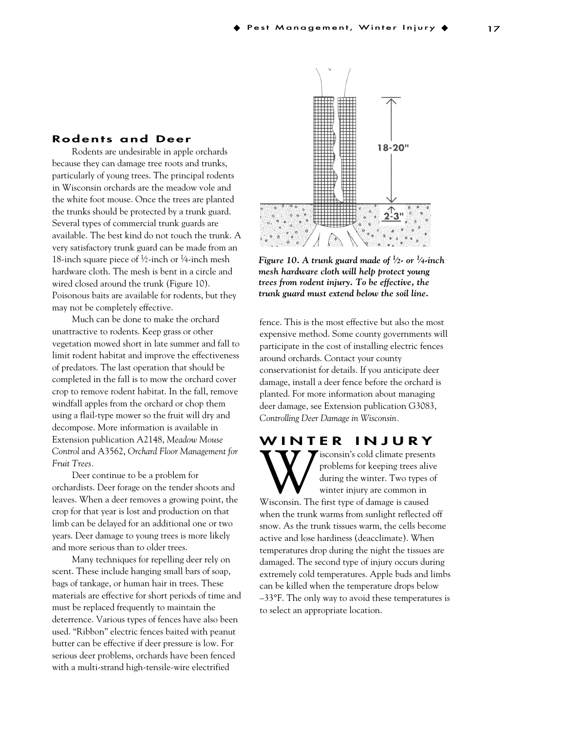## Rodents and Deer

Rodents are undesirable in apple orchards because they can damage tree roots and trunks, particularly of young trees. The principal rodents in Wisconsin orchards are the meadow vole and the white foot mouse. Once the trees are planted the trunks should be protected by a trunk guard. Several types of commercial trunk guards are available. The best kind do not touch the trunk. A very satisfactory trunk guard can be made from an 18-inch square piece of ½-inch or ¼-inch mesh hardware cloth. The mesh is bent in a circle and wired closed around the trunk (Figure 10). Poisonous baits are available for rodents, but they may not be completely effective.

Much can be done to make the orchard unattractive to rodents. Keep grass or other vegetation mowed short in late summer and fall to limit rodent habitat and improve the effectiveness of predators. The last operation that should be completed in the fall is to mow the orchard cover crop to remove rodent habitat. In the fall, remove windfall apples from the orchard or chop them using a flail-type mower so the fruit will dry and decompose. More information is available in Extension publication A2148, *Meadow Mouse Control* and A3562, *Orchard Floor Management for Fruit Trees*.

Deer continue to be a problem for orchardists. Deer forage on the tender shoots and leaves. When a deer removes a growing point, the crop for that year is lost and production on that limb can be delayed for an additional one or two years. Deer damage to young trees is more likely and more serious than to older trees.

Many techniques for repelling deer rely on scent. These include hanging small bars of soap, bags of tankage, or human hair in trees. These materials are effective for short periods of time and must be replaced frequently to maintain the deterrence. Various types of fences have also been used. "Ribbon" electric fences baited with peanut butter can be effective if deer pressure is low. For serious deer problems, orchards have been fenced with a multi-strand high-tensile-wire electrified fence. This is the most effective but also the most expensive method. Some county governments will participate in the cost of installing electric fences around orchards. Contact your county conservationist for details. If you anticipate deer damage, install a deer fence before the orchard is planted. For more information about managing deer damage, see Extension publication G3083, *Controlling Deer Damage in Wisconsin*.

***Figure 10. A trunk guard made of ½- or ¼-inch mesh hardware cloth will help protect young trees from rodent injury. To be effective, the trunk guard must extend below the soil line.***

# WINTER INJURY

Wisconsin's cold climate presents problems for keeping trees alive during the winter. Two types of winter injury are common in Wisconsin. The first type of damage is caused when the trunk warms from sunlight reflected off snow. As the trunk tissues warm, the cells become active and lose hardiness (deacclimate). When temperatures drop during the night the tissues are damaged. The second type of injury occurs during extremely cold temperatures. Apple buds and limbs can be killed when the temperature drops below –33°F. The only way to avoid these temperatures is to select an appropriate location.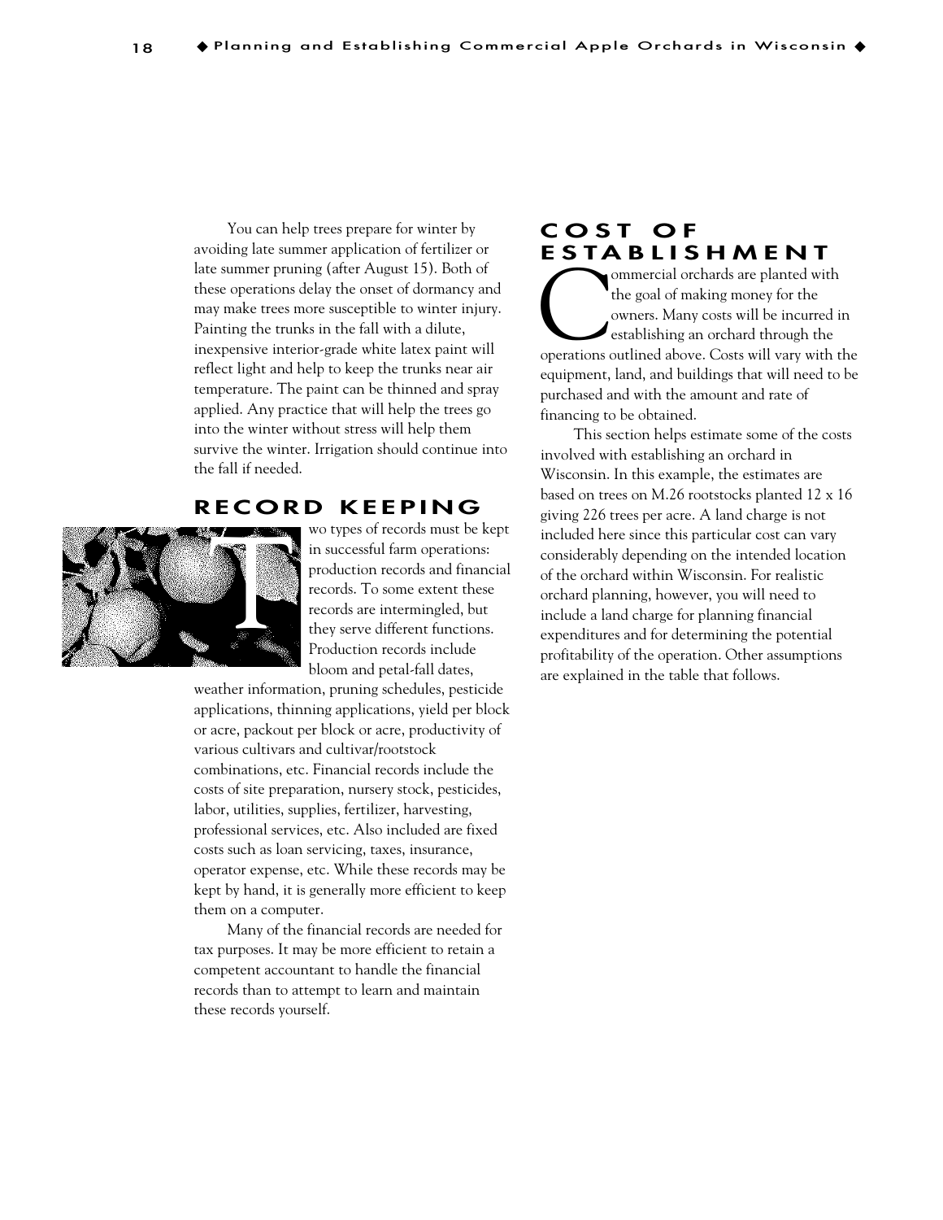You can help trees prepare for winter by avoiding late summer application of fertilizer or late summer pruning (after August 15). Both of these operations delay the onset of dormancy and may make trees more susceptible to winter injury. Painting the trunks in the fall with a dilute, inexpensive interior-grade white latex paint will reflect light and help to keep the trunks near air temperature. The paint can be thinned and spray applied. Any practice that will help the trees go into the winter without stress will help them survive the winter. Irrigation should continue into the fall if needed.

## RECORD KEEPING

Two types of records must be kept in successful farm operations: production records and financial records. To some extent these records are intermingled, but they serve different functions. Production records include bloom and petal-fall dates, weather information, pruning schedules, pesticide applications, thinning applications, yield per block or acre, packout per block or acre, productivity of various cultivars and cultivar/rootstock combinations, etc. Financial records include the costs of site preparation, nursery stock, pesticides, labor, utilities, supplies, fertilizer, harvesting, professional services, etc. Also included are fixed costs such as loan servicing, taxes, insurance, operator expense, etc. While these records may be kept by hand, it is generally more efficient to keep them on a computer.

Many of the financial records are needed for tax purposes. It may be more efficient to retain a competent accountant to handle the financial records than to attempt to learn and maintain these records yourself.

## COST OF ESTABLISHMENT

Commercial orchards are planted with the goal of making money for the owners. Many costs will be incurred in establishing an orchard through the operations outlined above. Costs will vary with the equipment, land, and buildings that will need to be purchased and with the amount and rate of financing to be obtained.

This section helps estimate some of the costs involved with establishing an orchard in Wisconsin. In this example, the estimates are based on trees on M.26 rootstocks planted 12 x 16 giving 226 trees per acre. A land charge is not included here since this particular cost can vary considerably depending on the intended location of the orchard within Wisconsin. For realistic orchard planning, however, you will need to include a land charge for planning financial expenditures and for determining the potential profitability of the operation. Other assumptions are explained in the table that follows.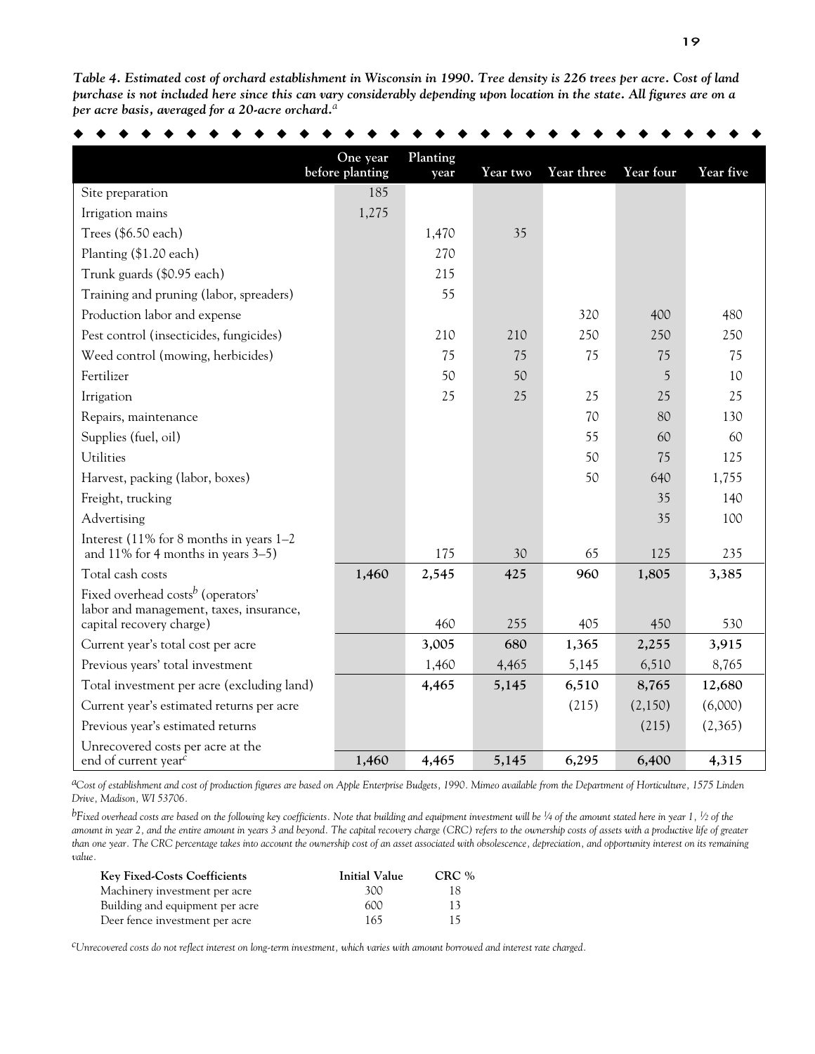***Table 4. Estimated cost of orchard establishment in Wisconsin in 1990. Tree density is 226 trees per acre. Cost of land purchase is not included here since this can vary considerably depending upon location in the state. All figures are on a per acre basis, averaged for a 20-acre orchard.[a]***

| | One year before planting | Planting year | Year two | Year three | Year four | Year five |
|---|---|---|---|---|---|---|
| Site preparation | 185 | | | | | |
| Irrigation mains | 1,275 | | | | | |
| Trees ($6.50 each) | | 1,470 | 35 | | | |
| Planting ($1.20 each) | | 270 | | | | |
| Trunk guards ($0.95 each) | | 215 | | | | |
| Training and pruning (labor, spreaders) | | 55 | | | | |
| Production labor and expense | | | | 320 | 400 | 480 |
| Pest control (insecticides, fungicides) | | 210 | 210 | 250 | 250 | 250 |
| Weed control (mowing, herbicides) | | 75 | 75 | 75 | 75 | 75 |
| Fertilizer | | 50 | 50 | | 5 | 10 |
| Irrigation | | 25 | 25 | 25 | 25 | 25 |
| Repairs, maintenance | | | | 70 | 80 | 130 |
| Supplies (fuel, oil) | | | | 55 | 60 | 60 |
| Utilities | | | | 50 | 75 | 125 |
| Harvest, packing (labor, boxes) | | | | 50 | 640 | 1,755 |
| Freight, trucking | | | | | 35 | 140 |
| Advertising | | | | | 35 | 100 |
| Interest (11% for 8 months in years 1–2 and 11% for 4 months in years 3–5) | | 175 | 30 | 65 | 125 | 235 |
| Total cash costs | **1,460** | **2,545** | **425** | **960** | **1,805** | **3,385** |
| Fixed overhead costs[b] (operators' labor and management, taxes, insurance, capital recovery charge) | | 460 | 255 | 405 | 450 | 530 |
| Current year's total cost per acre | | **3,005** | **680** | **1,365** | **2,255** | **3,915** |
| Previous years' total investment | | 1,460 | 4,465 | 5,145 | 6,510 | 8,765 |
| Total investment per acre (excluding land) | | **4,465** | **5,145** | **6,510** | **8,765** | **12,680** |
| Current year's estimated returns per acre | | | | (215) | (2,150) | (6,000) |
| Previous year's estimated returns | | | | | (215) | (2,365) |
| Unrecovered costs per acre at the end of current year[c] | **1,460** | **4,465** | **5,145** | **6,295** | **6,400** | **4,315** |

[a]*Cost of establishment and cost of production figures are based on Apple Enterprise Budgets, 1990. Mimeo available from the Department of Horticulture, 1575 Linden Drive, Madison, WI 53706.*

[b]*Fixed overhead costs are based on the following key coefficients. Note that building and equipment investment will be ¼ of the amount stated here in year 1, ½ of the amount in year 2, and the entire amount in years 3 and beyond. The capital recovery charge (CRC) refers to the ownership costs of assets with a productive life of greater than one year. The CRC percentage takes into account the ownership cost of an asset associated with obsolescence, depreciation, and opportunity interest on its remaining value.*

| Key Fixed-Costs Coefficients | Initial Value | CRC % |
|---|---|---|
| Machinery investment per acre | 300 | 18 |
| Building and equipment per acre | 600 | 13 |
| Deer fence investment per acre | 165 | 15 |

[c]*Unrecovered costs do not reflect interest on long-term investment, which varies with amount borrowed and interest rate charged.*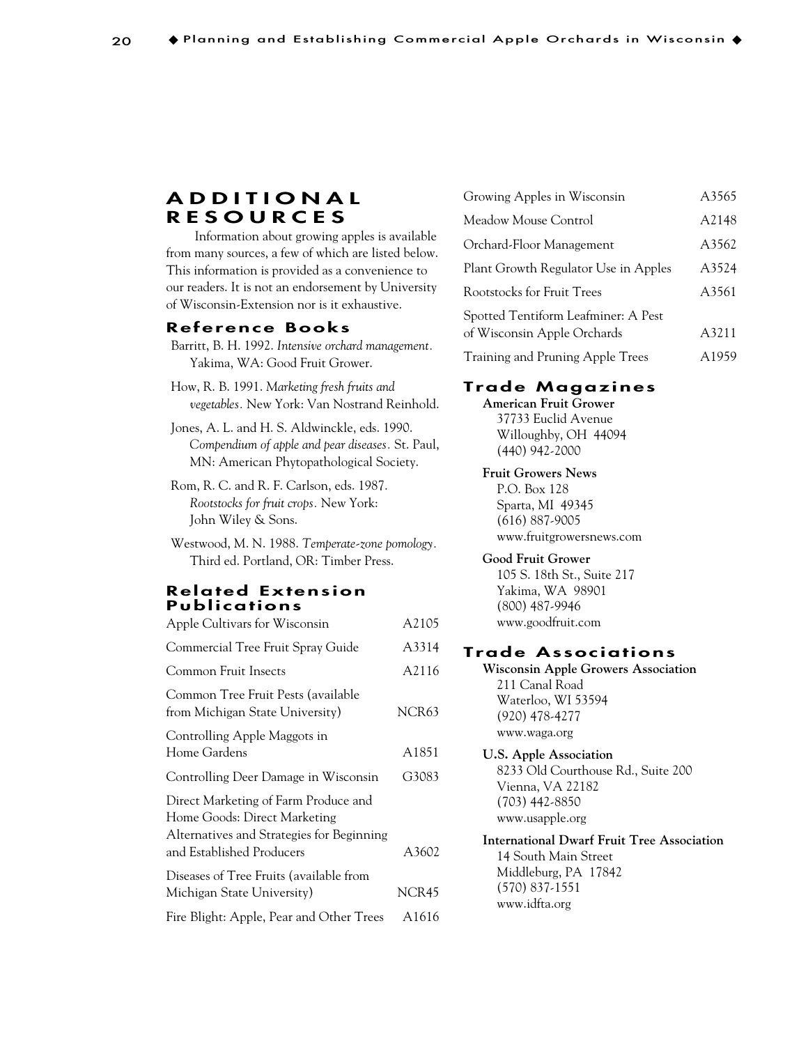# ADDITIONAL RESOURCES

Information about growing apples is available from many sources, a few of which are listed below. This information is provided as a convenience to our readers. It is not an endorsement by University of Wisconsin-Extension nor is it exhaustive.

## Reference Books

Barritt, B. H. 1992. *Intensive orchard management*. Yakima, WA: Good Fruit Grower.

How, R. B. 1991. *Marketing fresh fruits and vegetables*. New York: Van Nostrand Reinhold.

Jones, A. L. and H. S. Aldwinckle, eds. 1990. *Compendium of apple and pear diseases*. St. Paul, MN: American Phytopathological Society.

Rom, R. C. and R. F. Carlson, eds. 1987. *Rootstocks for fruit crops*. New York: John Wiley & Sons.

Westwood, M. N. 1988. *Temperate-zone pomology*. Third ed. Portland, OR: Timber Press.

## Related Extension Publications

| Title | Number |
|---|---|
| Apple Cultivars for Wisconsin | A2105 |
| Commercial Tree Fruit Spray Guide | A3314 |
| Common Fruit Insects | A2116 |
| Common Tree Fruit Pests (available from Michigan State University) | NCR63 |
| Controlling Apple Maggots in Home Gardens | A1851 |
| Controlling Deer Damage in Wisconsin | G3083 |
| Direct Marketing of Farm Produce and Home Goods: Direct Marketing Alternatives and Strategies for Beginning and Established Producers | A3602 |
| Diseases of Tree Fruits (available from Michigan State University) | NCR45 |
| Fire Blight: Apple, Pear and Other Trees | A1616 |
| Growing Apples in Wisconsin | A3565 |
| Meadow Mouse Control | A2148 |
| Orchard-Floor Management | A3562 |
| Plant Growth Regulator Use in Apples | A3524 |
| Rootstocks for Fruit Trees | A3561 |
| Spotted Tentiform Leafminer: A Pest of Wisconsin Apple Orchards | A3211 |
| Training and Pruning Apple Trees | A1959 |

## Trade Magazines

**American Fruit Grower**
37733 Euclid Avenue
Willoughby, OH 44094
(440) 942-2000

**Fruit Growers News**
P.O. Box 128
Sparta, MI 49345
(616) 887-9005
www.fruitgrowersnews.com

**Good Fruit Grower**
105 S. 18th St., Suite 217
Yakima, WA 98901
(800) 487-9946
www.goodfruit.com

## Trade Associations

**Wisconsin Apple Growers Association**
211 Canal Road
Waterloo, WI 53594
(920) 478-4277
www.waga.org

**U.S. Apple Association**
8233 Old Courthouse Rd., Suite 200
Vienna, VA 22182
(703) 442-8850
www.usapple.org

**International Dwarf Fruit Tree Association**
14 South Main Street
Middleburg, PA 17842
(570) 837-1551
www.idfta.org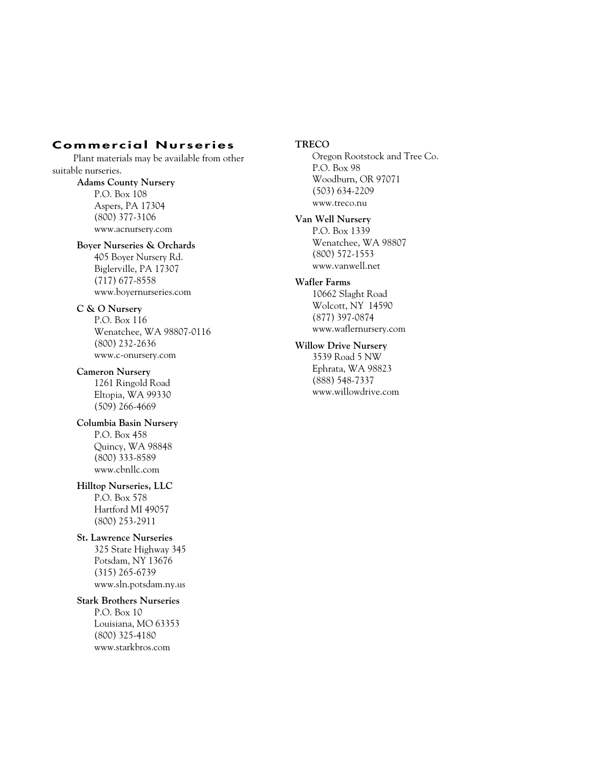## Commercial Nurseries

Plant materials may be available from other suitable nurseries.

**Adams County Nursery**
P.O. Box 108
Aspers, PA 17304
(800) 377-3106
www.acnursery.com

**Boyer Nurseries & Orchards**
405 Boyer Nursery Rd.
Biglerville, PA 17307
(717) 677-8558
www.boyernurseries.com

**C & O Nursery**
P.O. Box 116
Wenatchee, WA 98807-0116
(800) 232-2636
www.c-onursery.com

**Cameron Nursery**
1261 Ringold Road
Eltopia, WA 99330
(509) 266-4669

**Columbia Basin Nursery**
P.O. Box 458
Quincy, WA 98848
(800) 333-8589
www.cbnllc.com

**Hilltop Nurseries, LLC**
P.O. Box 578
Hartford MI 49057
(800) 253-2911

**St. Lawrence Nurseries**
325 State Highway 345
Potsdam, NY 13676
(315) 265-6739
www.sln.potsdam.ny.us

**Stark Brothers Nurseries**
P.O. Box 10
Louisiana, MO 63353
(800) 325-4180
www.starkbros.com

**TRECO**
Oregon Rootstock and Tree Co.
P.O. Box 98
Woodburn, OR 97071
(503) 634-2209
www.treco.nu

**Van Well Nursery**
P.O. Box 1339
Wenatchee, WA 98807
(800) 572-1553
www.vanwell.net

**Wafler Farms**
10662 Slaght Road
Wolcott, NY 14590
(877) 397-0874
www.waflernursery.com

**Willow Drive Nursery**
3539 Road 5 NW
Ephrata, WA 98823
(888) 548-7337
www.willowdrive.com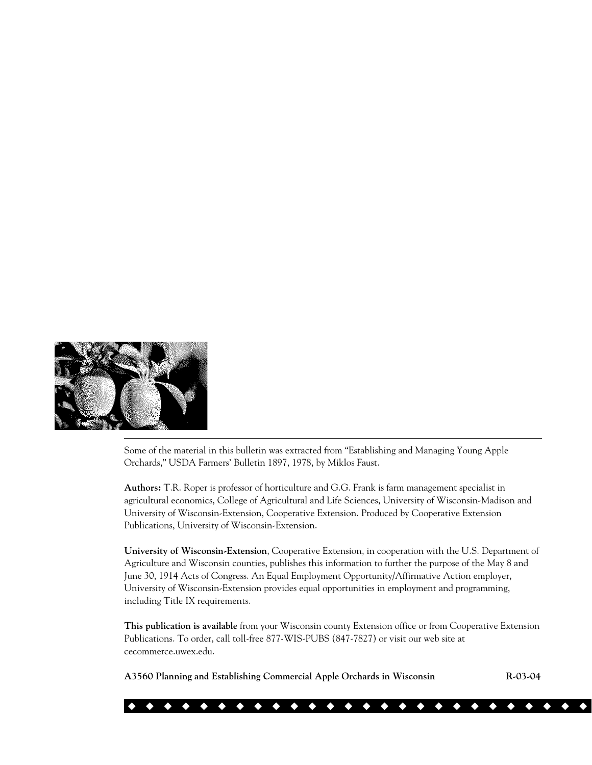Some of the material in this bulletin was extracted from "Establishing and Managing Young Apple Orchards," USDA Farmers' Bulletin 1897, 1978, by Miklos Faust.

**Authors:** T.R. Roper is professor of horticulture and G.G. Frank is farm management specialist in agricultural economics, College of Agricultural and Life Sciences, University of Wisconsin-Madison and University of Wisconsin-Extension, Cooperative Extension. Produced by Cooperative Extension Publications, University of Wisconsin-Extension.

**University of Wisconsin-Extension**, Cooperative Extension, in cooperation with the U.S. Department of Agriculture and Wisconsin counties, publishes this information to further the purpose of the May 8 and June 30, 1914 Acts of Congress. An Equal Employment Opportunity/Affirmative Action employer, University of Wisconsin-Extension provides equal opportunities in employment and programming, including Title IX requirements.

**This publication is available** from your Wisconsin county Extension office or from Cooperative Extension Publications. To order, call toll-free 877-WIS-PUBS (847-7827) or visit our web site at cecommerce.uwex.edu.

**A3560 Planning and Establishing Commercial Apple Orchards in Wisconsin** **R-03-04**